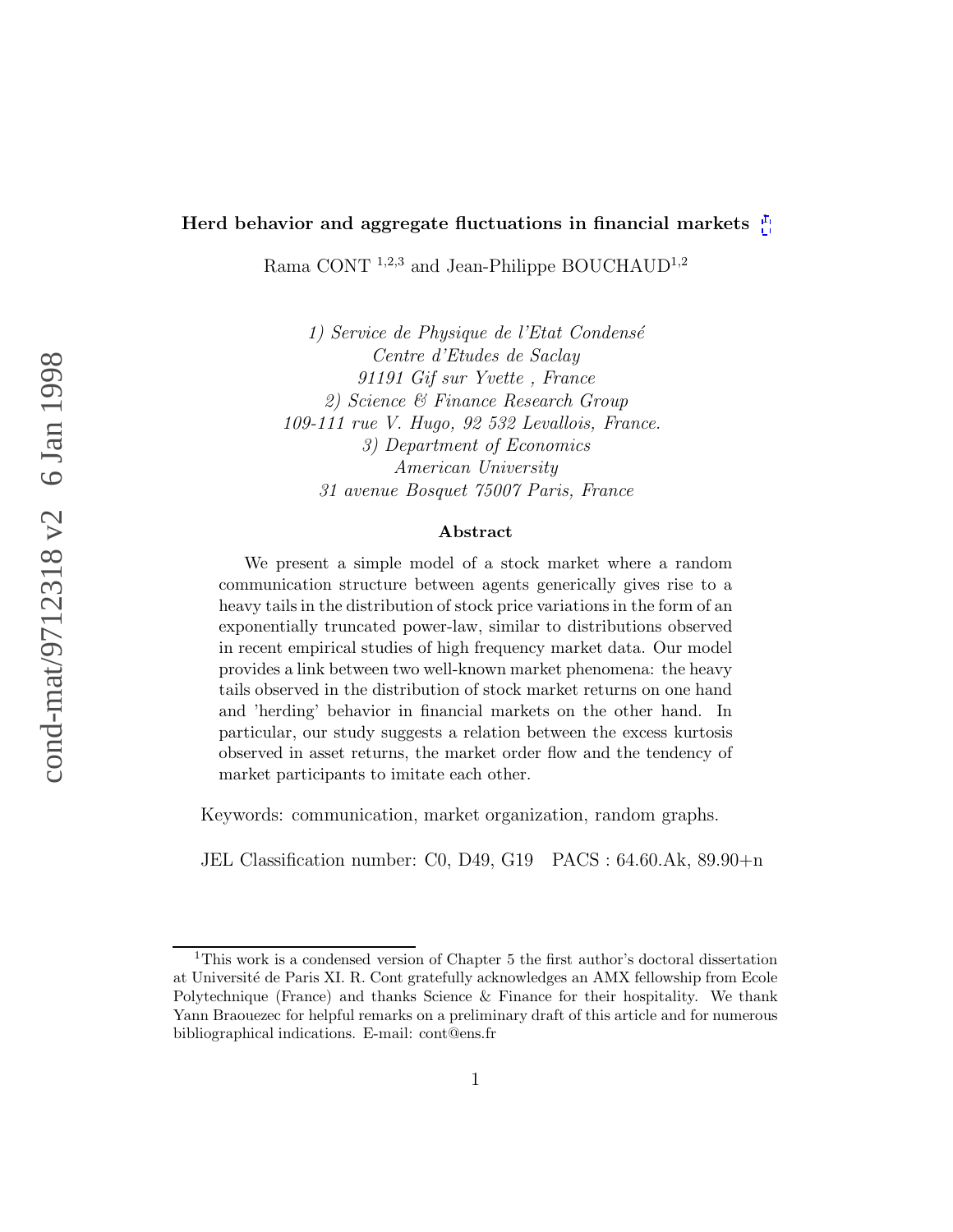# Herd behavior and aggregate fluctuations in financial markets [1]

Rama CONT [1,2,3] and Jean-Philippe BOUCHAUD[1,2]

*1) Service de Physique de l'Etat Condensé*
*Centre d'Etudes de Saclay*
*91191 Gif sur Yvette , France*
*2) Science & Finance Research Group*
*109-111 rue V. Hugo, 92 532 Levallois, France.*
*3) Department of Economics*
*American University*
*31 avenue Bosquet 75007 Paris, France*

**Abstract**

We present a simple model of a stock market where a random communication structure between agents generically gives rise to a heavy tails in the distribution of stock price variations in the form of an exponentially truncated power-law, similar to distributions observed in recent empirical studies of high frequency market data. Our model provides a link between two well-known market phenomena: the heavy tails observed in the distribution of stock market returns on one hand and 'herding' behavior in financial markets on the other hand. In particular, our study suggests a relation between the excess kurtosis observed in asset returns, the market order flow and the tendency of market participants to imitate each other.

Keywords: communication, market organization, random graphs.

JEL Classification number: C0, D49, G19 PACS : 64.60.Ak, 89.90+n

[1] This work is a condensed version of Chapter 5 the first author's doctoral dissertation at Université de Paris XI. R. Cont gratefully acknowledges an AMX fellowship from Ecole Polytechnique (France) and thanks Science & Finance for their hospitality. We thank Yann Braouezec for helpful remarks on a preliminary draft of this article and for numerous bibliographical indications. E-mail: cont@ens.fr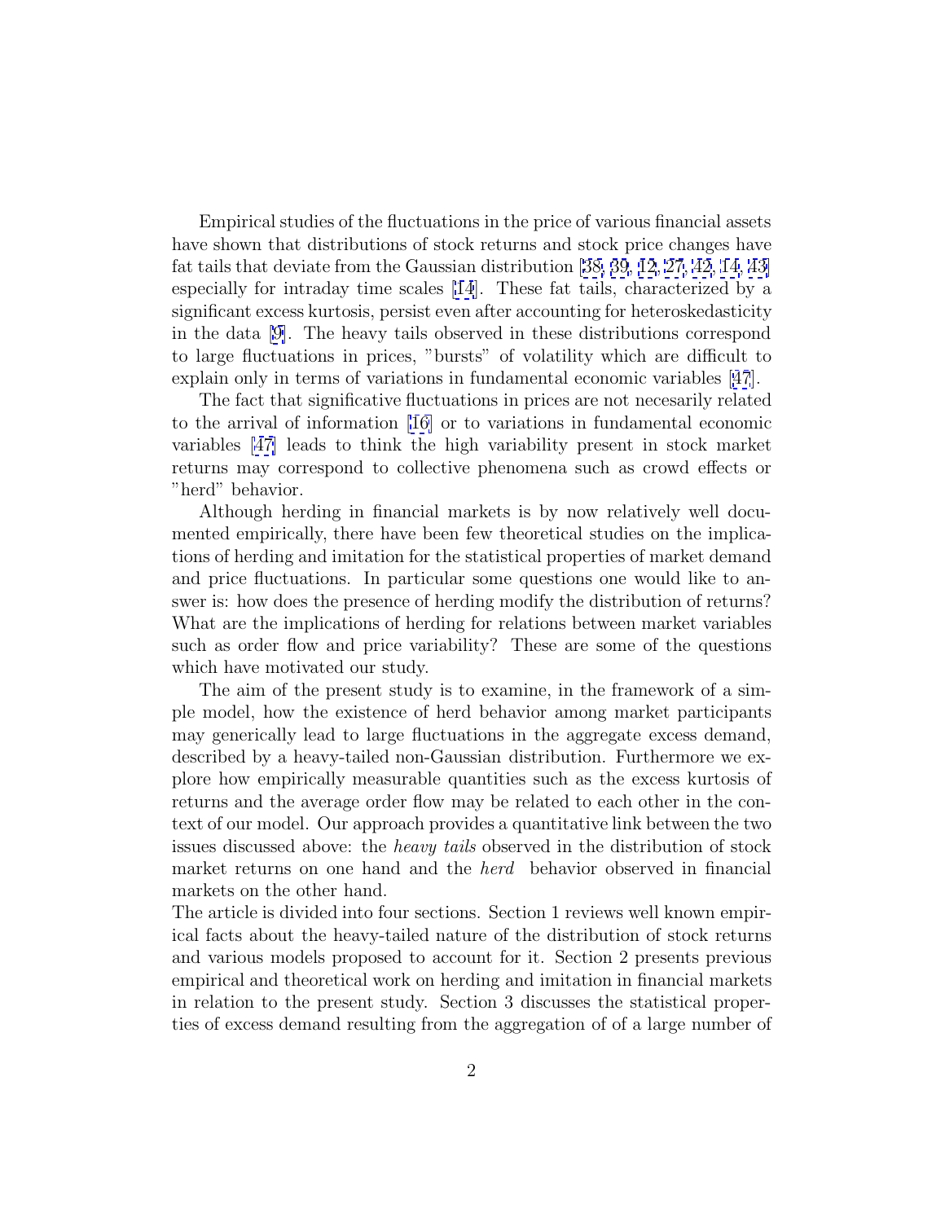Empirical studies of the fluctuations in the price of various financial assets have shown that distributions of stock returns and stock price changes have fat tails that deviate from the Gaussian distribution [38, 39, 12, 27, 42, 14, 43] especially for intraday time scales [14]. These fat tails, characterized by a significant excess kurtosis, persist even after accounting for heteroskedasticity in the data [9]. The heavy tails observed in these distributions correspond to large fluctuations in prices, "bursts" of volatility which are difficult to explain only in terms of variations in fundamental economic variables [47].

The fact that significative fluctuations in prices are not necesarily related to the arrival of information [16] or to variations in fundamental economic variables [47] leads to think the high variability present in stock market returns may correspond to collective phenomena such as crowd effects or "herd" behavior.

Although herding in financial markets is by now relatively well documented empirically, there have been few theoretical studies on the implications of herding and imitation for the statistical properties of market demand and price fluctuations. In particular some questions one would like to answer is: how does the presence of herding modify the distribution of returns? What are the implications of herding for relations between market variables such as order flow and price variability? These are some of the questions which have motivated our study.

The aim of the present study is to examine, in the framework of a simple model, how the existence of herd behavior among market participants may generically lead to large fluctuations in the aggregate excess demand, described by a heavy-tailed non-Gaussian distribution. Furthermore we explore how empirically measurable quantities such as the excess kurtosis of returns and the average order flow may be related to each other in the context of our model. Our approach provides a quantitative link between the two issues discussed above: the *heavy tails* observed in the distribution of stock market returns on one hand and the *herd* behavior observed in financial markets on the other hand.

The article is divided into four sections. Section 1 reviews well known empirical facts about the heavy-tailed nature of the distribution of stock returns and various models proposed to account for it. Section 2 presents previous empirical and theoretical work on herding and imitation in financial markets in relation to the present study. Section 3 discusses the statistical properties of excess demand resulting from the aggregation of of a large number of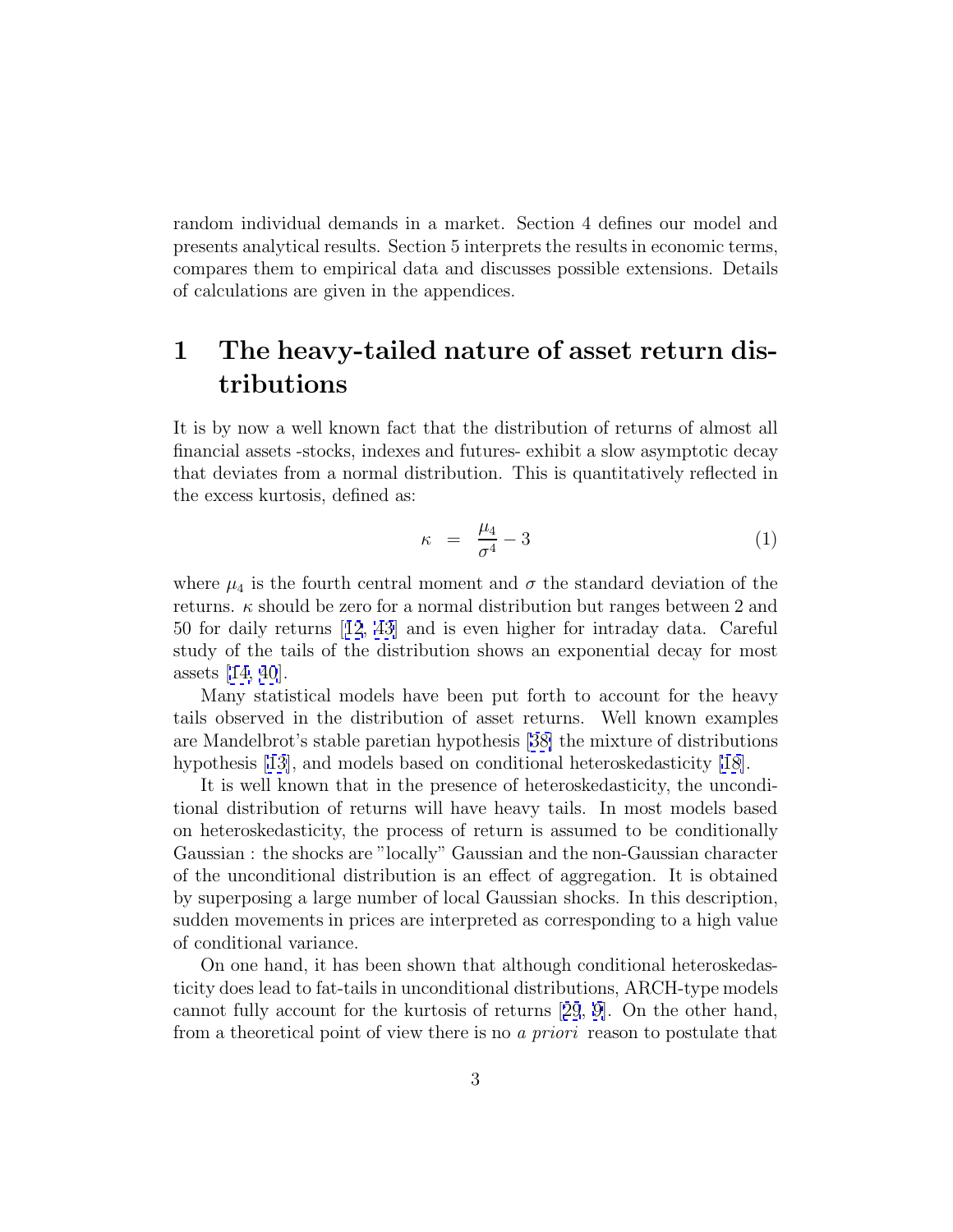random individual demands in a market. Section 4 defines our model and presents analytical results. Section 5 interprets the results in economic terms, compares them to empirical data and discusses possible extensions. Details of calculations are given in the appendices.

# 1 The heavy-tailed nature of asset return distributions

It is by now a well known fact that the distribution of returns of almost all financial assets -stocks, indexes and futures- exhibit a slow asymptotic decay that deviates from a normal distribution. This is quantitatively reflected in the excess kurtosis, defined as:

$$\kappa \;=\; \frac{\mu_4}{\sigma^4} - 3 \tag{1}$$

where $\mu_4$ is the fourth central moment and $\sigma$ the standard deviation of the returns. $\kappa$ should be zero for a normal distribution but ranges between 2 and 50 for daily returns [12, 43] and is even higher for intraday data. Careful study of the tails of the distribution shows an exponential decay for most assets [14, 40].

Many statistical models have been put forth to account for the heavy tails observed in the distribution of asset returns. Well known examples are Mandelbrot's stable paretian hypothesis [38] the mixture of distributions hypothesis [13], and models based on conditional heteroskedasticity [18].

It is well known that in the presence of heteroskedasticity, the unconditional distribution of returns will have heavy tails. In most models based on heteroskedasticity, the process of return is assumed to be conditionally Gaussian : the shocks are "locally" Gaussian and the non-Gaussian character of the unconditional distribution is an effect of aggregation. It is obtained by superposing a large number of local Gaussian shocks. In this description, sudden movements in prices are interpreted as corresponding to a high value of conditional variance.

On one hand, it has been shown that although conditional heteroskedasticity does lead to fat-tails in unconditional distributions, ARCH-type models cannot fully account for the kurtosis of returns [29, 9]. On the other hand, from a theoretical point of view there is no *a priori* reason to postulate that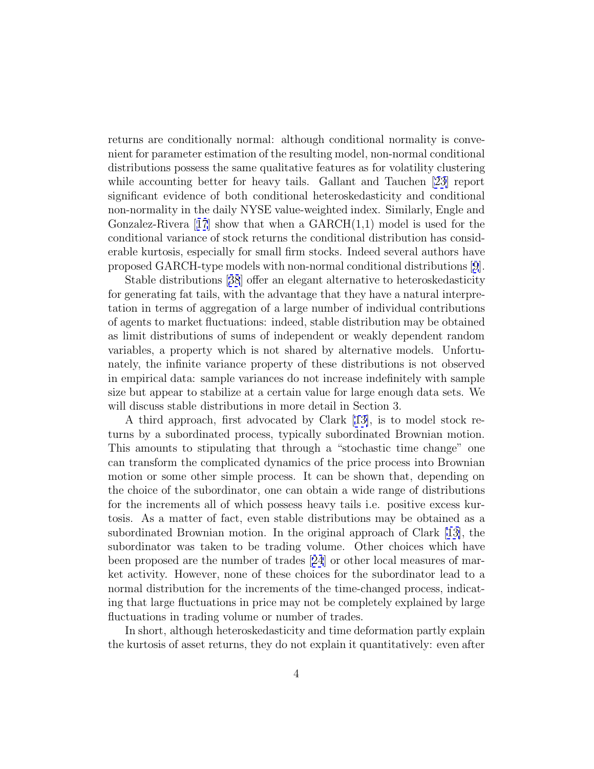returns are conditionally normal: although conditional normality is convenient for parameter estimation of the resulting model, non-normal conditional distributions possess the same qualitative features as for volatility clustering while accounting better for heavy tails. Gallant and Tauchen [23] report significant evidence of both conditional heteroskedasticity and conditional non-normality in the daily NYSE value-weighted index. Similarly, Engle and Gonzalez-Rivera [17] show that when a GARCH(1,1) model is used for the conditional variance of stock returns the conditional distribution has considerable kurtosis, especially for small firm stocks. Indeed several authors have proposed GARCH-type models with non-normal conditional distributions [9].

Stable distributions [38] offer an elegant alternative to heteroskedasticity for generating fat tails, with the advantage that they have a natural interpretation in terms of aggregation of a large number of individual contributions of agents to market fluctuations: indeed, stable distribution may be obtained as limit distributions of sums of independent or weakly dependent random variables, a property which is not shared by alternative models. Unfortunately, the infinite variance property of these distributions is not observed in empirical data: sample variances do not increase indefinitely with sample size but appear to stabilize at a certain value for large enough data sets. We will discuss stable distributions in more detail in Section 3.

A third approach, first advocated by Clark [13], is to model stock returns by a subordinated process, typically subordinated Brownian motion. This amounts to stipulating that through a "stochastic time change" one can transform the complicated dynamics of the price process into Brownian motion or some other simple process. It can be shown that, depending on the choice of the subordinator, one can obtain a wide range of distributions for the increments all of which possess heavy tails i.e. positive excess kurtosis. As a matter of fact, even stable distributions may be obtained as a subordinated Brownian motion. In the original approach of Clark [13], the subordinator was taken to be trading volume. Other choices which have been proposed are the number of trades [24] or other local measures of market activity. However, none of these choices for the subordinator lead to a normal distribution for the increments of the time-changed process, indicating that large fluctuations in price may not be completely explained by large fluctuations in trading volume or number of trades.

In short, although heteroskedasticity and time deformation partly explain the kurtosis of asset returns, they do not explain it quantitatively: even after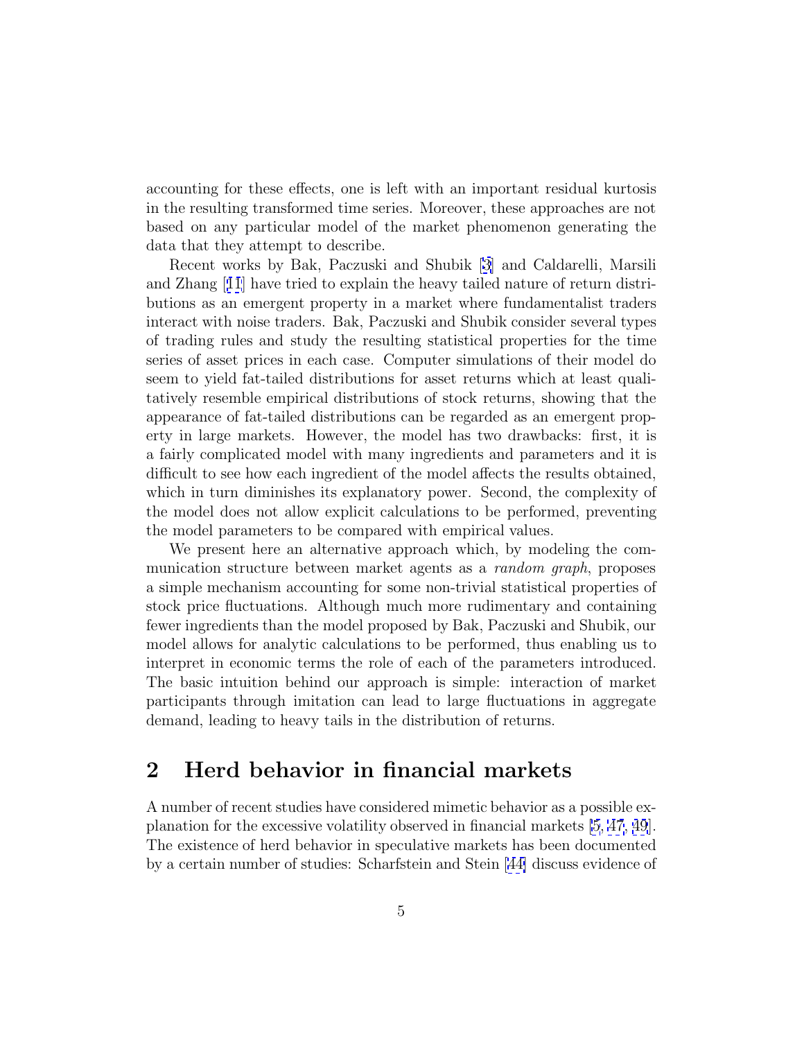accounting for these effects, one is left with an important residual kurtosis in the resulting transformed time series. Moreover, these approaches are not based on any particular model of the market phenomenon generating the data that they attempt to describe.

Recent works by Bak, Paczuski and Shubik [3] and Caldarelli, Marsili and Zhang [11] have tried to explain the heavy tailed nature of return distributions as an emergent property in a market where fundamentalist traders interact with noise traders. Bak, Paczuski and Shubik consider several types of trading rules and study the resulting statistical properties for the time series of asset prices in each case. Computer simulations of their model do seem to yield fat-tailed distributions for asset returns which at least qualitatively resemble empirical distributions of stock returns, showing that the appearance of fat-tailed distributions can be regarded as an emergent property in large markets. However, the model has two drawbacks: first, it is a fairly complicated model with many ingredients and parameters and it is difficult to see how each ingredient of the model affects the results obtained, which in turn diminishes its explanatory power. Second, the complexity of the model does not allow explicit calculations to be performed, preventing the model parameters to be compared with empirical values.

We present here an alternative approach which, by modeling the communication structure between market agents as a *random graph*, proposes a simple mechanism accounting for some non-trivial statistical properties of stock price fluctuations. Although much more rudimentary and containing fewer ingredients than the model proposed by Bak, Paczuski and Shubik, our model allows for analytic calculations to be performed, thus enabling us to interpret in economic terms the role of each of the parameters introduced. The basic intuition behind our approach is simple: interaction of market participants through imitation can lead to large fluctuations in aggregate demand, leading to heavy tails in the distribution of returns.

## 2 Herd behavior in financial markets

A number of recent studies have considered mimetic behavior as a possible explanation for the excessive volatility observed in financial markets [5, 47, 49]. The existence of herd behavior in speculative markets has been documented by a certain number of studies: Scharfstein and Stein [44] discuss evidence of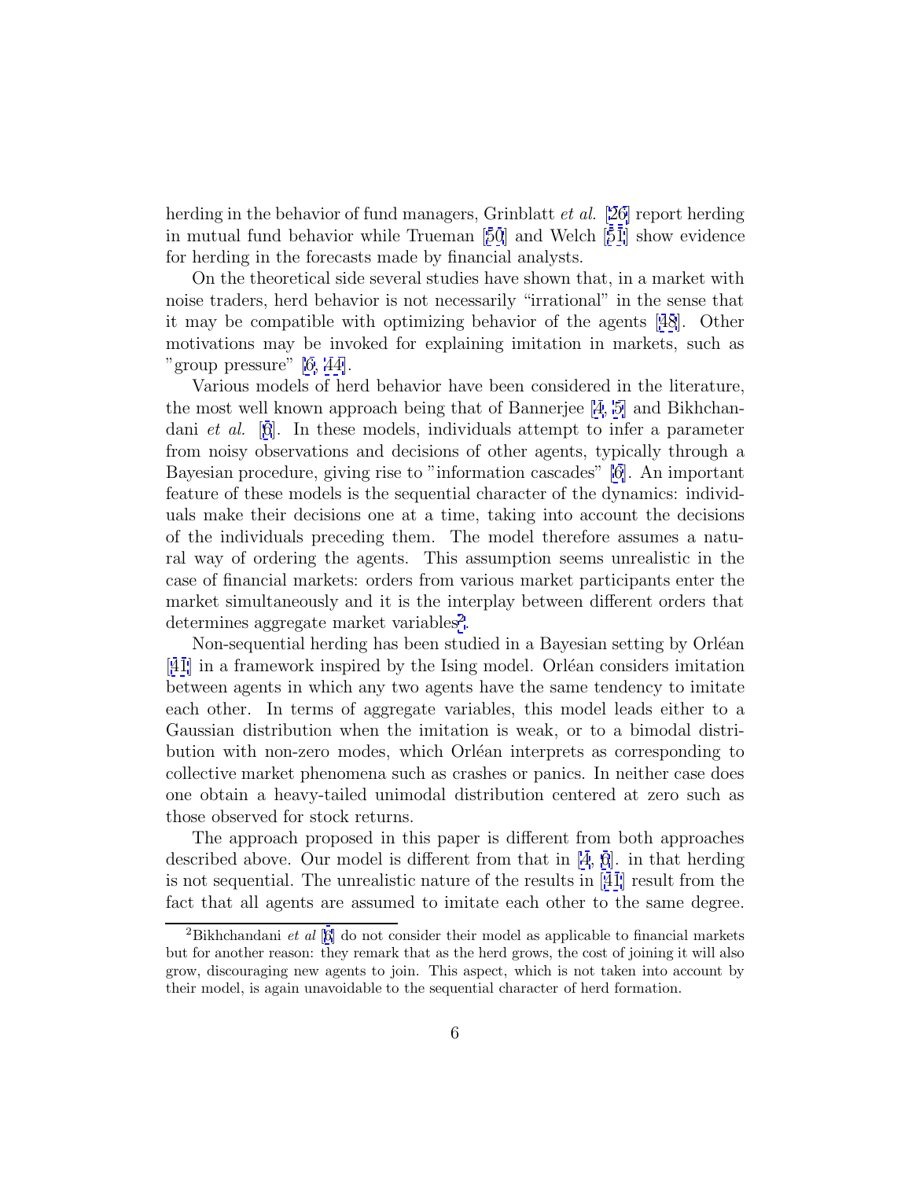herding in the behavior of fund managers, Grinblatt *et al.* [26] report herding in mutual fund behavior while Trueman [50] and Welch [51] show evidence for herding in the forecasts made by financial analysts.

On the theoretical side several studies have shown that, in a market with noise traders, herd behavior is not necessarily "irrational" in the sense that it may be compatible with optimizing behavior of the agents [48]. Other motivations may be invoked for explaining imitation in markets, such as "group pressure" [6, 44].

Various models of herd behavior have been considered in the literature, the most well known approach being that of Bannerjee [4, 5] and Bikhchandani *et al.* [6]. In these models, individuals attempt to infer a parameter from noisy observations and decisions of other agents, typically through a Bayesian procedure, giving rise to "information cascades" [6]. An important feature of these models is the sequential character of the dynamics: individuals make their decisions one at a time, taking into account the decisions of the individuals preceding them. The model therefore assumes a natural way of ordering the agents. This assumption seems unrealistic in the case of financial markets: orders from various market participants enter the market simultaneously and it is the interplay between different orders that determines aggregate market variables[2].

Non-sequential herding has been studied in a Bayesian setting by Orléan [41] in a framework inspired by the Ising model. Orléan considers imitation between agents in which any two agents have the same tendency to imitate each other. In terms of aggregate variables, this model leads either to a Gaussian distribution when the imitation is weak, or to a bimodal distribution with non-zero modes, which Orléan interprets as corresponding to collective market phenomena such as crashes or panics. In neither case does one obtain a heavy-tailed unimodal distribution centered at zero such as those observed for stock returns.

The approach proposed in this paper is different from both approaches described above. Our model is different from that in [4, 6]. in that herding is not sequential. The unrealistic nature of the results in [41] result from the fact that all agents are assumed to imitate each other to the same degree.

[2] Bikhchandani *et al* [6] do not consider their model as applicable to financial markets but for another reason: they remark that as the herd grows, the cost of joining it will also grow, discouraging new agents to join. This aspect, which is not taken into account by their model, is again unavoidable to the sequential character of herd formation.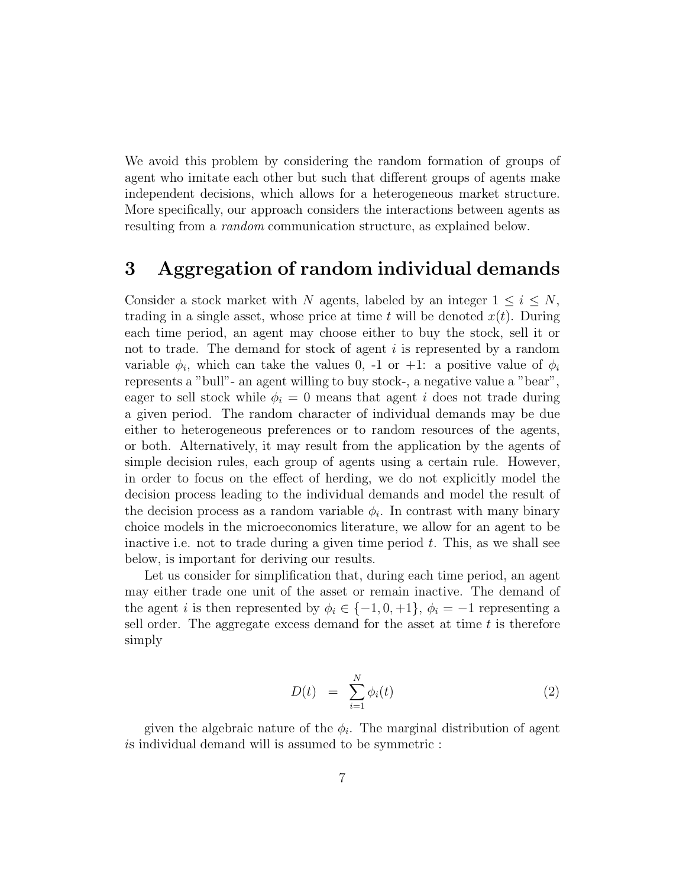We avoid this problem by considering the random formation of groups of agent who imitate each other but such that different groups of agents make independent decisions, which allows for a heterogeneous market structure. More specifically, our approach considers the interactions between agents as resulting from a *random* communication structure, as explained below.

# 3 Aggregation of random individual demands

Consider a stock market with $N$ agents, labeled by an integer $1 \leq i \leq N$, trading in a single asset, whose price at time $t$ will be denoted $x(t)$. During each time period, an agent may choose either to buy the stock, sell it or not to trade. The demand for stock of agent $i$ is represented by a random variable $\phi_i$, which can take the values 0, -1 or +1: a positive value of $\phi_i$ represents a "bull"- an agent willing to buy stock-, a negative value a "bear", eager to sell stock while $\phi_i = 0$ means that agent $i$ does not trade during a given period. The random character of individual demands may be due either to heterogeneous preferences or to random resources of the agents, or both. Alternatively, it may result from the application by the agents of simple decision rules, each group of agents using a certain rule. However, in order to focus on the effect of herding, we do not explicitly model the decision process leading to the individual demands and model the result of the decision process as a random variable $\phi_i$. In contrast with many binary choice models in the microeconomics literature, we allow for an agent to be inactive i.e. not to trade during a given time period $t$. This, as we shall see below, is important for deriving our results.

Let us consider for simplification that, during each time period, an agent may either trade one unit of the asset or remain inactive. The demand of the agent $i$ is then represented by $\phi_i \in \{-1, 0, +1\}$, $\phi_i = -1$ representing a sell order. The aggregate excess demand for the asset at time $t$ is therefore simply

$$D(t) = \sum_{i=1}^{N} \phi_i(t) \tag{2}$$

given the algebraic nature of the $\phi_i$. The marginal distribution of agent $i$s individual demand will is assumed to be symmetric :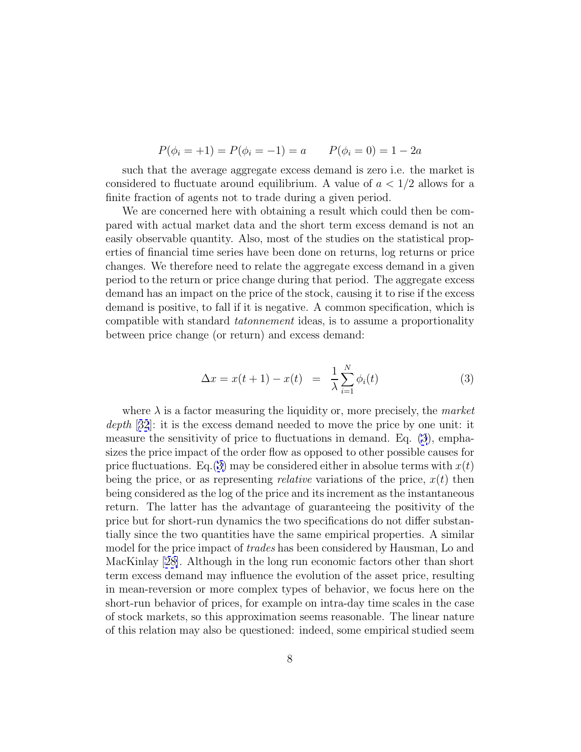$$P(\phi_i = +1) = P(\phi_i = -1) = a \qquad P(\phi_i = 0) = 1 - 2a$$

such that the average aggregate excess demand is zero i.e. the market is considered to fluctuate around equilibrium. A value of $a < 1/2$ allows for a finite fraction of agents not to trade during a given period.

We are concerned here with obtaining a result which could then be compared with actual market data and the short term excess demand is not an easily observable quantity. Also, most of the studies on the statistical properties of financial time series have been done on returns, log returns or price changes. We therefore need to relate the aggregate excess demand in a given period to the return or price change during that period. The aggregate excess demand has an impact on the price of the stock, causing it to rise if the excess demand is positive, to fall if it is negative. A common specification, which is compatible with standard *tatonnement* ideas, is to assume a proportionality between price change (or return) and excess demand:

$$\Delta x = x(t+1) - x(t) \quad = \quad \frac{1}{\lambda} \sum_{i=1}^{N} \phi_i(t) \tag{3}$$

where $\lambda$ is a factor measuring the liquidity or, more precisely, the *market depth* [32]: it is the excess demand needed to move the price by one unit: it measure the sensitivity of price to fluctuations in demand. Eq. (3), emphasizes the price impact of the order flow as opposed to other possible causes for price fluctuations. Eq.(3) may be considered either in absolue terms with $x(t)$ being the price, or as representing *relative* variations of the price, $x(t)$ then being considered as the log of the price and its increment as the instantaneous return. The latter has the advantage of guaranteeing the positivity of the price but for short-run dynamics the two specifications do not differ substantially since the two quantities have the same empirical properties. A similar model for the price impact of *trades* has been considered by Hausman, Lo and MacKinlay [28]. Although in the long run economic factors other than short term excess demand may influence the evolution of the asset price, resulting in mean-reversion or more complex types of behavior, we focus here on the short-run behavior of prices, for example on intra-day time scales in the case of stock markets, so this approximation seems reasonable. The linear nature of this relation may also be questioned: indeed, some empirical studied seem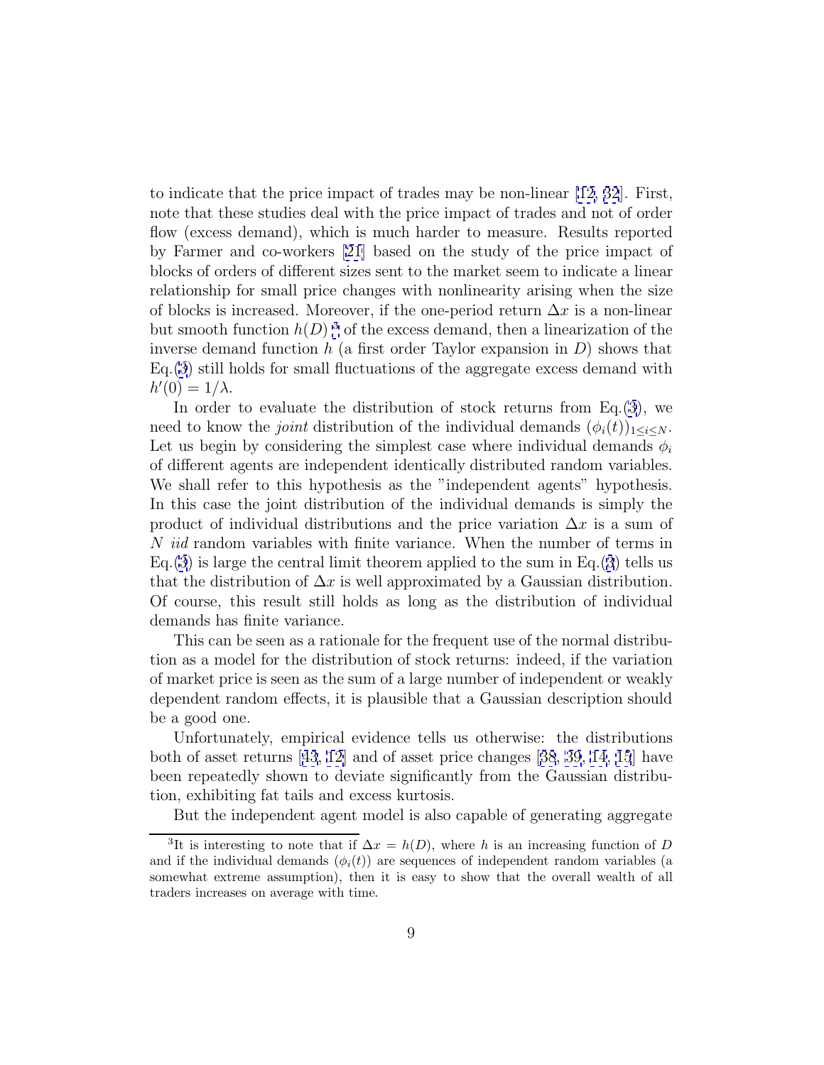to indicate that the price impact of trades may be non-linear [12, 32]. First, note that these studies deal with the price impact of trades and not of order flow (excess demand), which is much harder to measure. Results reported by Farmer and co-workers [21] based on the study of the price impact of blocks of orders of different sizes sent to the market seem to indicate a linear relationship for small price changes with nonlinearity arising when the size of blocks is increased. Moreover, if the one-period return $\Delta x$ is a non-linear but smooth function $h(D)$ [3] of the excess demand, then a linearization of the inverse demand function $h$ (a first order Taylor expansion in $D$) shows that Eq.(3) still holds for small fluctuations of the aggregate excess demand with $h'(0) = 1/\lambda$.

In order to evaluate the distribution of stock returns from Eq.(3), we need to know the *joint* distribution of the individual demands $(\phi_i(t))_{1 \leq i \leq N}$. Let us begin by considering the simplest case where individual demands $\phi_i$ of different agents are independent identically distributed random variables. We shall refer to this hypothesis as the "independent agents" hypothesis. In this case the joint distribution of the individual demands is simply the product of individual distributions and the price variation $\Delta x$ is a sum of $N$ *iid* random variables with finite variance. When the number of terms in Eq.(3) is large the central limit theorem applied to the sum in Eq.(3) tells us that the distribution of $\Delta x$ is well approximated by a Gaussian distribution. Of course, this result still holds as long as the distribution of individual demands has finite variance.

This can be seen as a rationale for the frequent use of the normal distribution as a model for the distribution of stock returns: indeed, if the variation of market price is seen as the sum of a large number of independent or weakly dependent random effects, it is plausible that a Gaussian description should be a good one.

Unfortunately, empirical evidence tells us otherwise: the distributions both of asset returns [43, 12] and of asset price changes [38, 39, 14, 15] have been repeatedly shown to deviate significantly from the Gaussian distribution, exhibiting fat tails and excess kurtosis.

But the independent agent model is also capable of generating aggregate

[3] It is interesting to note that if $\Delta x = h(D)$, where $h$ is an increasing function of $D$ and if the individual demands $(\phi_i(t))$ are sequences of independent random variables (a somewhat extreme assumption), then it is easy to show that the overall wealth of all traders increases on average with time.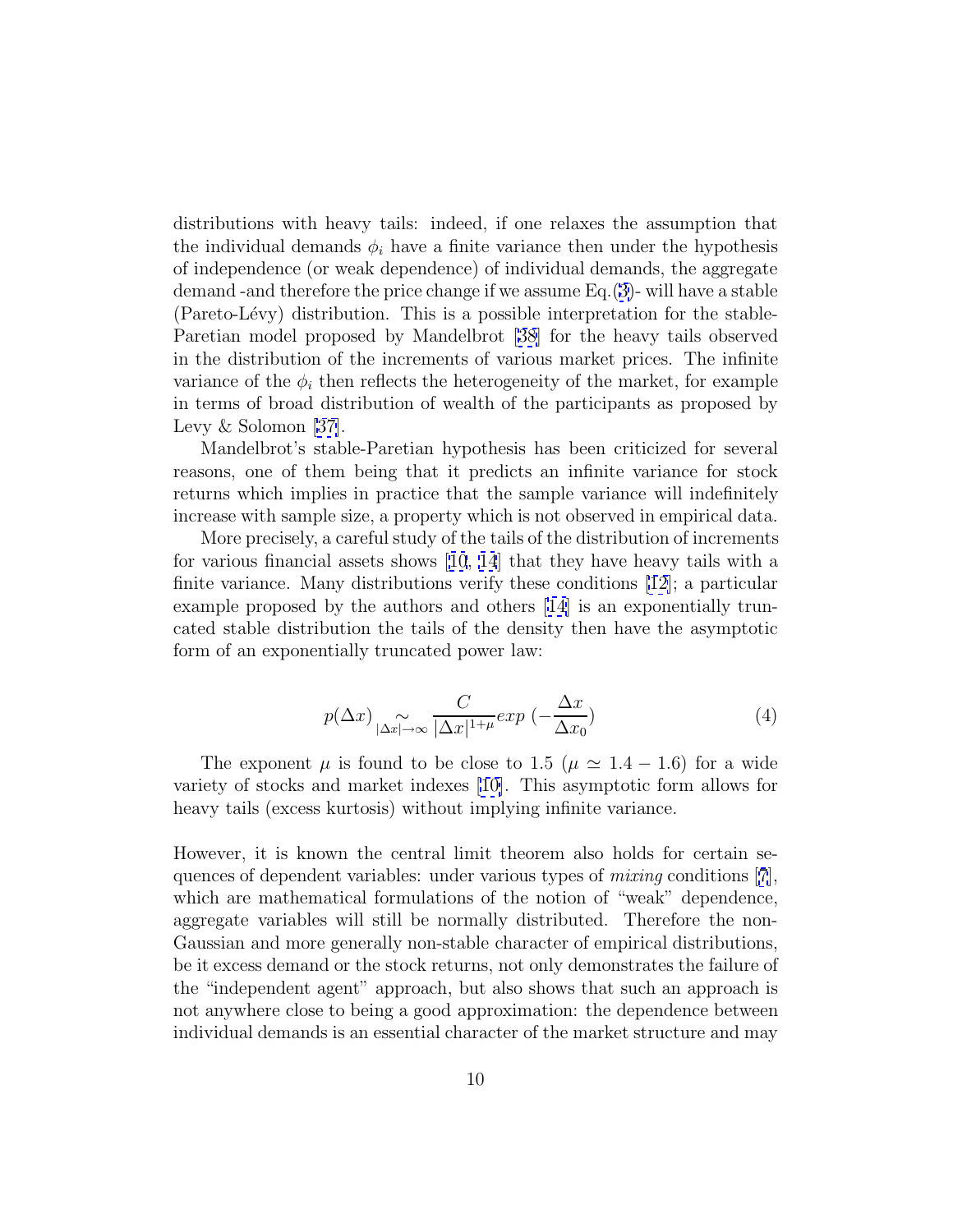distributions with heavy tails: indeed, if one relaxes the assumption that the individual demands $\phi_i$ have a finite variance then under the hypothesis of independence (or weak dependence) of individual demands, the aggregate demand -and therefore the price change if we assume Eq.(3)- will have a stable (Pareto-Lévy) distribution. This is a possible interpretation for the stable-Paretian model proposed by Mandelbrot [38] for the heavy tails observed in the distribution of the increments of various market prices. The infinite variance of the $\phi_i$ then reflects the heterogeneity of the market, for example in terms of broad distribution of wealth of the participants as proposed by Levy & Solomon [37].

Mandelbrot's stable-Paretian hypothesis has been criticized for several reasons, one of them being that it predicts an infinite variance for stock returns which implies in practice that the sample variance will indefinitely increase with sample size, a property which is not observed in empirical data.

More precisely, a careful study of the tails of the distribution of increments for various financial assets shows [10, 14] that they have heavy tails with a finite variance. Many distributions verify these conditions [12]; a particular example proposed by the authors and others [14] is an exponentially truncated stable distribution the tails of the density then have the asymptotic form of an exponentially truncated power law:

$$p(\Delta x) \underset{|\Delta x| \to \infty}{\sim} \frac{C}{|\Delta x|^{1+\mu}} exp\ (-\frac{\Delta x}{\Delta x_0}) \tag{4}$$

The exponent $\mu$ is found to be close to 1.5 ($\mu \simeq 1.4 - 1.6$) for a wide variety of stocks and market indexes [10]. This asymptotic form allows for heavy tails (excess kurtosis) without implying infinite variance.

However, it is known the central limit theorem also holds for certain sequences of dependent variables: under various types of *mixing* conditions [7], which are mathematical formulations of the notion of "weak" dependence, aggregate variables will still be normally distributed. Therefore the non-Gaussian and more generally non-stable character of empirical distributions, be it excess demand or the stock returns, not only demonstrates the failure of the "independent agent" approach, but also shows that such an approach is not anywhere close to being a good approximation: the dependence between individual demands is an essential character of the market structure and may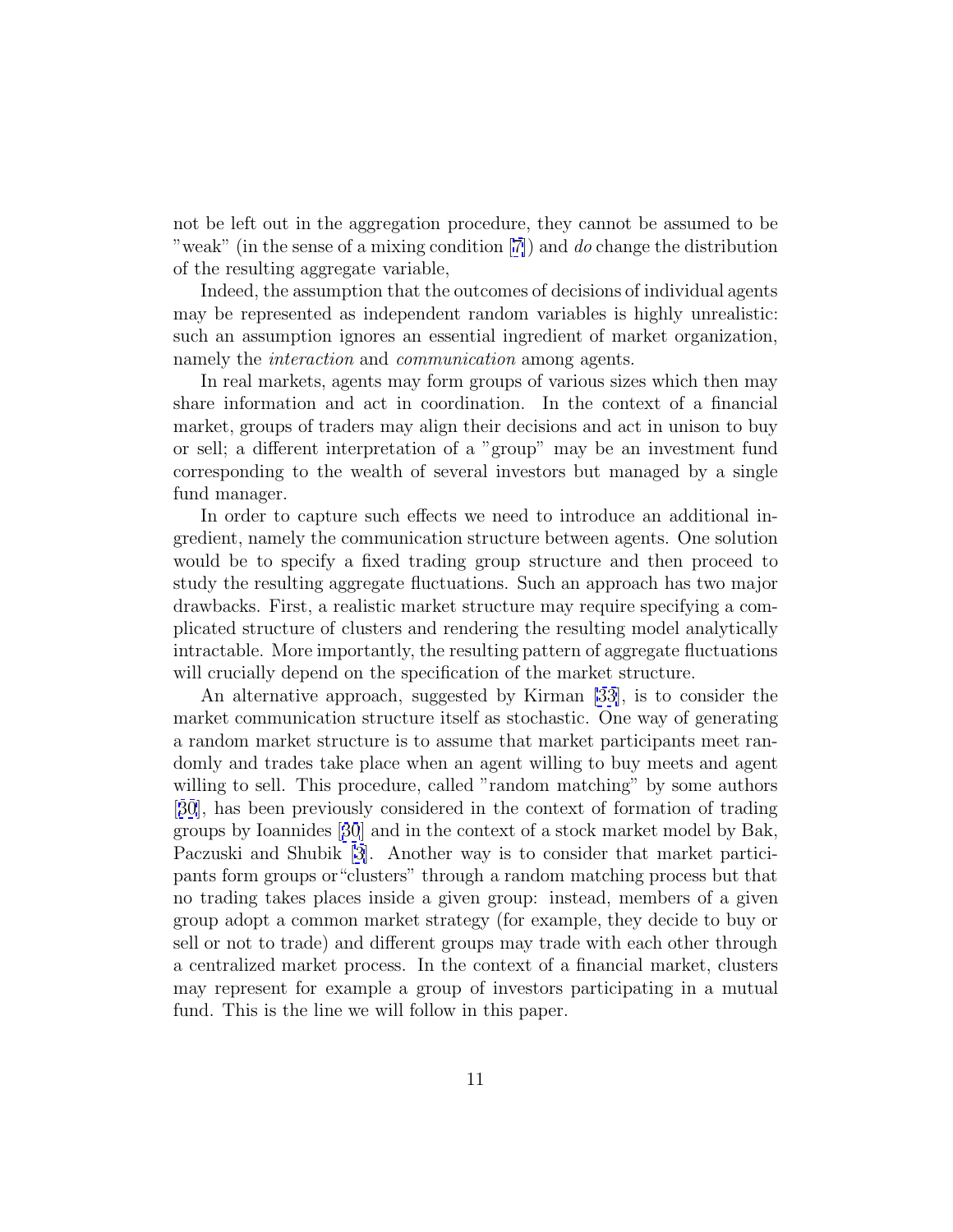not be left out in the aggregation procedure, they cannot be assumed to be "weak" (in the sense of a mixing condition [7]) and *do* change the distribution of the resulting aggregate variable,

Indeed, the assumption that the outcomes of decisions of individual agents may be represented as independent random variables is highly unrealistic: such an assumption ignores an essential ingredient of market organization, namely the *interaction* and *communication* among agents.

In real markets, agents may form groups of various sizes which then may share information and act in coordination. In the context of a financial market, groups of traders may align their decisions and act in unison to buy or sell; a different interpretation of a "group" may be an investment fund corresponding to the wealth of several investors but managed by a single fund manager.

In order to capture such effects we need to introduce an additional ingredient, namely the communication structure between agents. One solution would be to specify a fixed trading group structure and then proceed to study the resulting aggregate fluctuations. Such an approach has two major drawbacks. First, a realistic market structure may require specifying a complicated structure of clusters and rendering the resulting model analytically intractable. More importantly, the resulting pattern of aggregate fluctuations will crucially depend on the specification of the market structure.

An alternative approach, suggested by Kirman [33], is to consider the market communication structure itself as stochastic. One way of generating a random market structure is to assume that market participants meet randomly and trades take place when an agent willing to buy meets and agent willing to sell. This procedure, called "random matching" by some authors [30], has been previously considered in the context of formation of trading groups by Ioannides [30] and in the context of a stock market model by Bak, Paczuski and Shubik [3]. Another way is to consider that market participants form groups or"clusters" through a random matching process but that no trading takes places inside a given group: instead, members of a given group adopt a common market strategy (for example, they decide to buy or sell or not to trade) and different groups may trade with each other through a centralized market process. In the context of a financial market, clusters may represent for example a group of investors participating in a mutual fund. This is the line we will follow in this paper.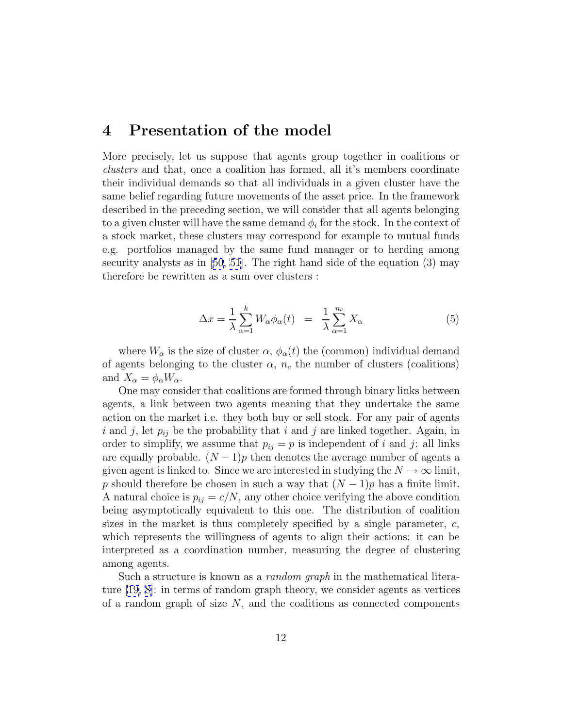# 4 Presentation of the model

More precisely, let us suppose that agents group together in coalitions or *clusters* and that, once a coalition has formed, all it's members coordinate their individual demands so that all individuals in a given cluster have the same belief regarding future movements of the asset price. In the framework described in the preceding section, we will consider that all agents belonging to a given cluster will have the same demand $\phi_i$ for the stock. In the context of a stock market, these clusters may correspond for example to mutual funds e.g. portfolios managed by the same fund manager or to herding among security analysts as in [50, 51]. The right hand side of the equation (3) may therefore be rewritten as a sum over clusters :

$$\Delta x = \frac{1}{\lambda}\sum_{\alpha=1}^{k} W_\alpha \phi_\alpha(t) \;\; = \;\; \frac{1}{\lambda}\sum_{\alpha=1}^{n_c} X_\alpha \tag{5}$$

where $W_\alpha$ is the size of cluster $\alpha$, $\phi_\alpha(t)$ the (common) individual demand of agents belonging to the cluster $\alpha$, $n_c$ the number of clusters (coalitions) and $X_\alpha = \phi_\alpha W_\alpha$.

One may consider that coalitions are formed through binary links between agents, a link between two agents meaning that they undertake the same action on the market i.e. they both buy or sell stock. For any pair of agents $i$ and $j$, let $p_{ij}$ be the probability that $i$ and $j$ are linked together. Again, in order to simplify, we assume that $p_{ij} = p$ is independent of $i$ and $j$: all links are equally probable. $(N-1)p$ then denotes the average number of agents a given agent is linked to. Since we are interested in studying the $N \to \infty$ limit, $p$ should therefore be chosen in such a way that $(N-1)p$ has a finite limit. A natural choice is $p_{ij} = c/N$, any other choice verifying the above condition being asymptotically equivalent to this one. The distribution of coalition sizes in the market is thus completely specified by a single parameter, $c$, which represents the willingness of agents to align their actions: it can be interpreted as a coordination number, measuring the degree of clustering among agents.

Such a structure is known as a *random graph* in the mathematical literature [19, 8]: in terms of random graph theory, we consider agents as vertices of a random graph of size $N$, and the coalitions as connected components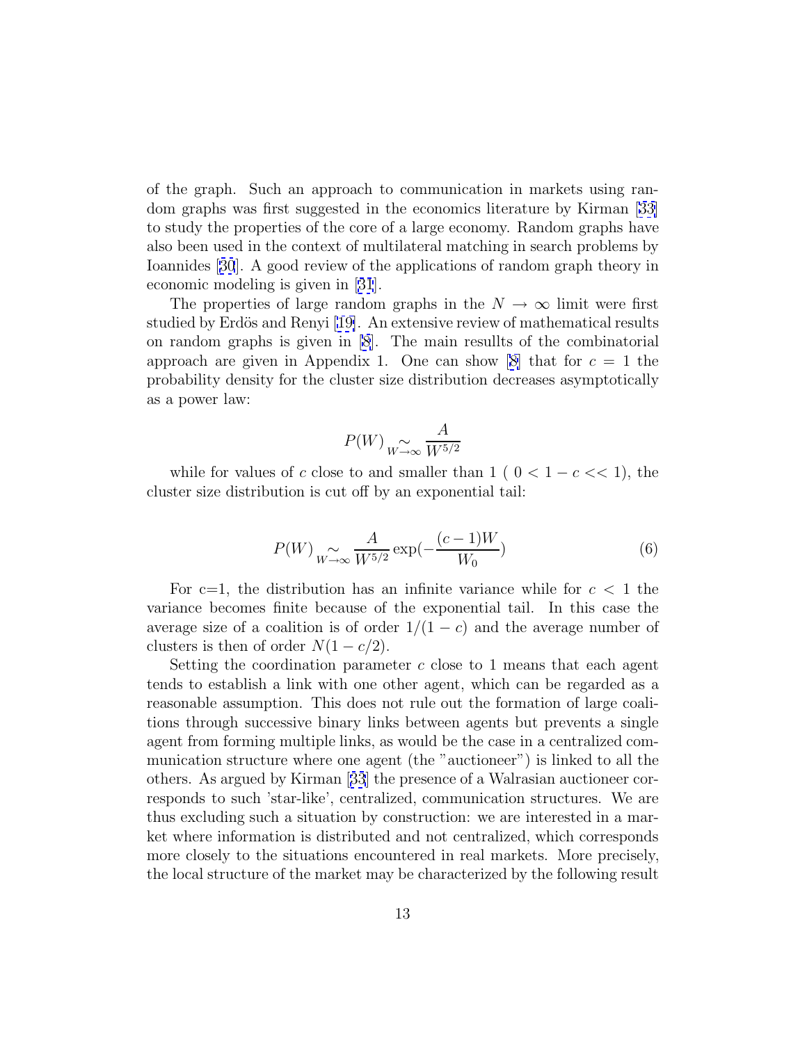of the graph. Such an approach to communication in markets using random graphs was first suggested in the economics literature by Kirman [33] to study the properties of the core of a large economy. Random graphs have also been used in the context of multilateral matching in search problems by Ioannides [30]. A good review of the applications of random graph theory in economic modeling is given in [31].

The properties of large random graphs in the $N \to \infty$ limit were first studied by Erdös and Renyi [19]. An extensive review of mathematical results on random graphs is given in [8]. The main resullts of the combinatorial approach are given in Appendix 1. One can show [8] that for $c = 1$ the probability density for the cluster size distribution decreases asymptotically as a power law:

$$P(W) \underset{W \to \infty}{\sim} \frac{A}{W^{5/2}}$$

while for values of $c$ close to and smaller than 1 ( $0 < 1 - c << 1$), the cluster size distribution is cut off by an exponential tail:

$$P(W) \underset{W \to \infty}{\sim} \frac{A}{W^{5/2}} \exp(-\frac{(c-1)W}{W_0}) \tag{6}$$

For c=1, the distribution has an infinite variance while for $c < 1$ the variance becomes finite because of the exponential tail. In this case the average size of a coalition is of order $1/(1-c)$ and the average number of clusters is then of order $N(1 - c/2)$.

Setting the coordination parameter $c$ close to 1 means that each agent tends to establish a link with one other agent, which can be regarded as a reasonable assumption. This does not rule out the formation of large coalitions through successive binary links between agents but prevents a single agent from forming multiple links, as would be the case in a centralized communication structure where one agent (the "auctioneer") is linked to all the others. As argued by Kirman [33] the presence of a Walrasian auctioneer corresponds to such 'star-like', centralized, communication structures. We are thus excluding such a situation by construction: we are interested in a market where information is distributed and not centralized, which corresponds more closely to the situations encountered in real markets. More precisely, the local structure of the market may be characterized by the following result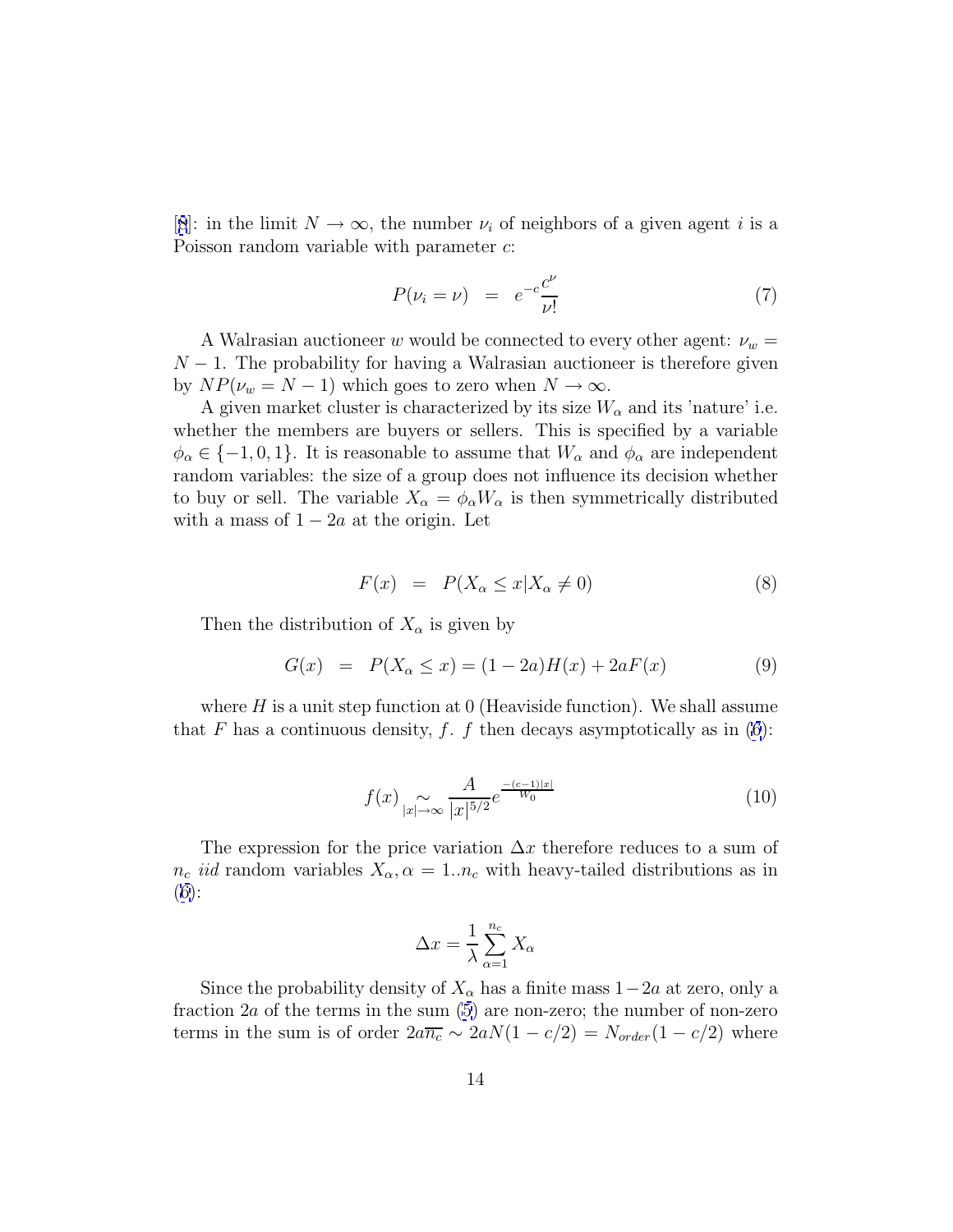[8]: in the limit $N \to \infty$, the number $\nu_i$ of neighbors of a given agent $i$ is a Poisson random variable with parameter $c$:

$$P(\nu_i = \nu) \;=\; e^{-c}\frac{c^{\nu}}{\nu!} \tag{7}$$

A Walrasian auctioneer $w$ would be connected to every other agent: $\nu_w = N-1$. The probability for having a Walrasian auctioneer is therefore given by $NP(\nu_w = N-1)$ which goes to zero when $N \to \infty$.

A given market cluster is characterized by its size $W_\alpha$ and its 'nature' i.e. whether the members are buyers or sellers. This is specified by a variable $\phi_\alpha \in \{-1, 0, 1\}$. It is reasonable to assume that $W_\alpha$ and $\phi_\alpha$ are independent random variables: the size of a group does not influence its decision whether to buy or sell. The variable $X_\alpha = \phi_\alpha W_\alpha$ is then symmetrically distributed with a mass of $1-2a$ at the origin. Let

$$F(x) \;=\; P(X_\alpha \leq x | X_\alpha \neq 0) \tag{8}$$

Then the distribution of $X_\alpha$ is given by

$$G(x) \;=\; P(X_\alpha \leq x) = (1-2a)H(x) + 2aF(x) \tag{9}$$

where $H$ is a unit step function at 0 (Heaviside function). We shall assume that $F$ has a continuous density, $f$. $f$ then decays asymptotically as in (6):

$$f(x) \underset{|x|\to\infty}{\sim} \frac{A}{|x|^{5/2}} e^{\frac{-(c-1)|x|}{W_0}} \tag{10}$$

The expression for the price variation $\Delta x$ therefore reduces to a sum of $n_c$ *iid* random variables $X_\alpha, \alpha = 1..n_c$ with heavy-tailed distributions as in (6):

$$\Delta x = \frac{1}{\lambda}\sum_{\alpha=1}^{n_c} X_\alpha$$

Since the probability density of $X_\alpha$ has a finite mass $1-2a$ at zero, only a fraction $2a$ of the terms in the sum (5) are non-zero; the number of non-zero terms in the sum is of order $2a\overline{n_c} \sim 2aN(1-c/2) = N_{order}(1-c/2)$ where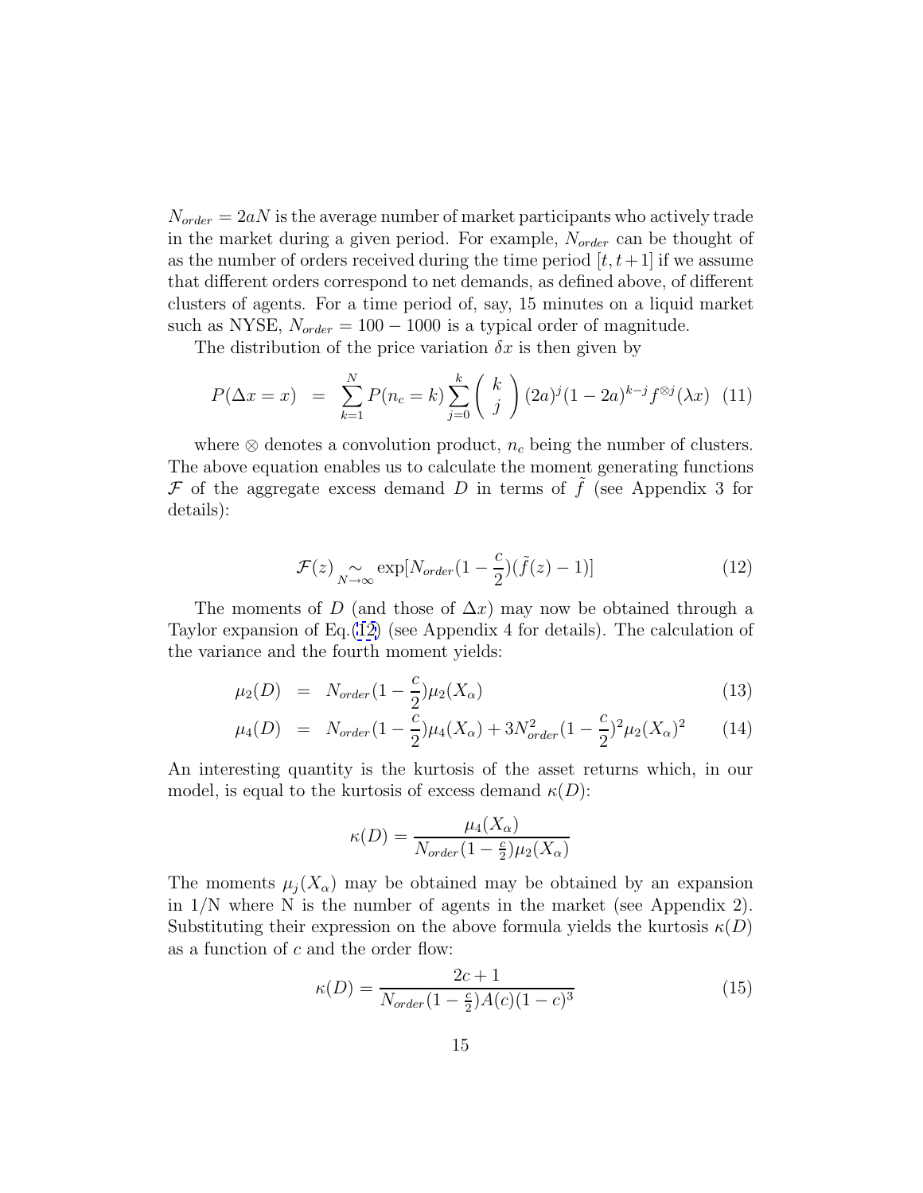$N_{order} = 2aN$ is the average number of market participants who actively trade in the market during a given period. For example, $N_{order}$ can be thought of as the number of orders received during the time period $[t, t+1]$ if we assume that different orders correspond to net demands, as defined above, of different clusters of agents. For a time period of, say, 15 minutes on a liquid market such as NYSE, $N_{order} = 100 - 1000$ is a typical order of magnitude.

The distribution of the price variation $\delta x$ is then given by

$$P(\Delta x = x) \;\; = \;\; \sum_{k=1}^{N} P(n_c = k) \sum_{j=0}^{k} \binom{k}{j} (2a)^j (1-2a)^{k-j} f^{\otimes j}(\lambda x) \quad (11)$$

where $\otimes$ denotes a convolution product, $n_c$ being the number of clusters. The above equation enables us to calculate the moment generating functions $\mathcal{F}$ of the aggregate excess demand $D$ in terms of $\tilde{f}$ (see Appendix 3 for details):

$$\mathcal{F}(z) \underset{N \to \infty}{\sim} \exp[N_{order}(1 - \frac{c}{2})(\tilde{f}(z) - 1)] \quad (12)$$

The moments of $D$ (and those of $\Delta x$) may now be obtained through a Taylor expansion of Eq.(12) (see Appendix 4 for details). The calculation of the variance and the fourth moment yields:

$$\mu_2(D) \;\; = \;\; N_{order}(1 - \frac{c}{2})\mu_2(X_\alpha) \quad (13)$$

$$\mu_4(D) \;\; = \;\; N_{order}(1 - \frac{c}{2})\mu_4(X_\alpha) + 3N_{order}^2(1 - \frac{c}{2})^2 \mu_2(X_\alpha)^2 \quad (14)$$

An interesting quantity is the kurtosis of the asset returns which, in our model, is equal to the kurtosis of excess demand $\kappa(D)$:

$$\kappa(D) = \frac{\mu_4(X_\alpha)}{N_{order}(1 - \frac{c}{2})\mu_2(X_\alpha)}$$

The moments $\mu_j(X_\alpha)$ may be obtained may be obtained by an expansion in 1/N where N is the number of agents in the market (see Appendix 2). Substituting their expression on the above formula yields the kurtosis $\kappa(D)$ as a function of $c$ and the order flow:

$$\kappa(D) = \frac{2c + 1}{N_{order}(1 - \frac{c}{2})A(c)(1 - c)^3} \quad (15)$$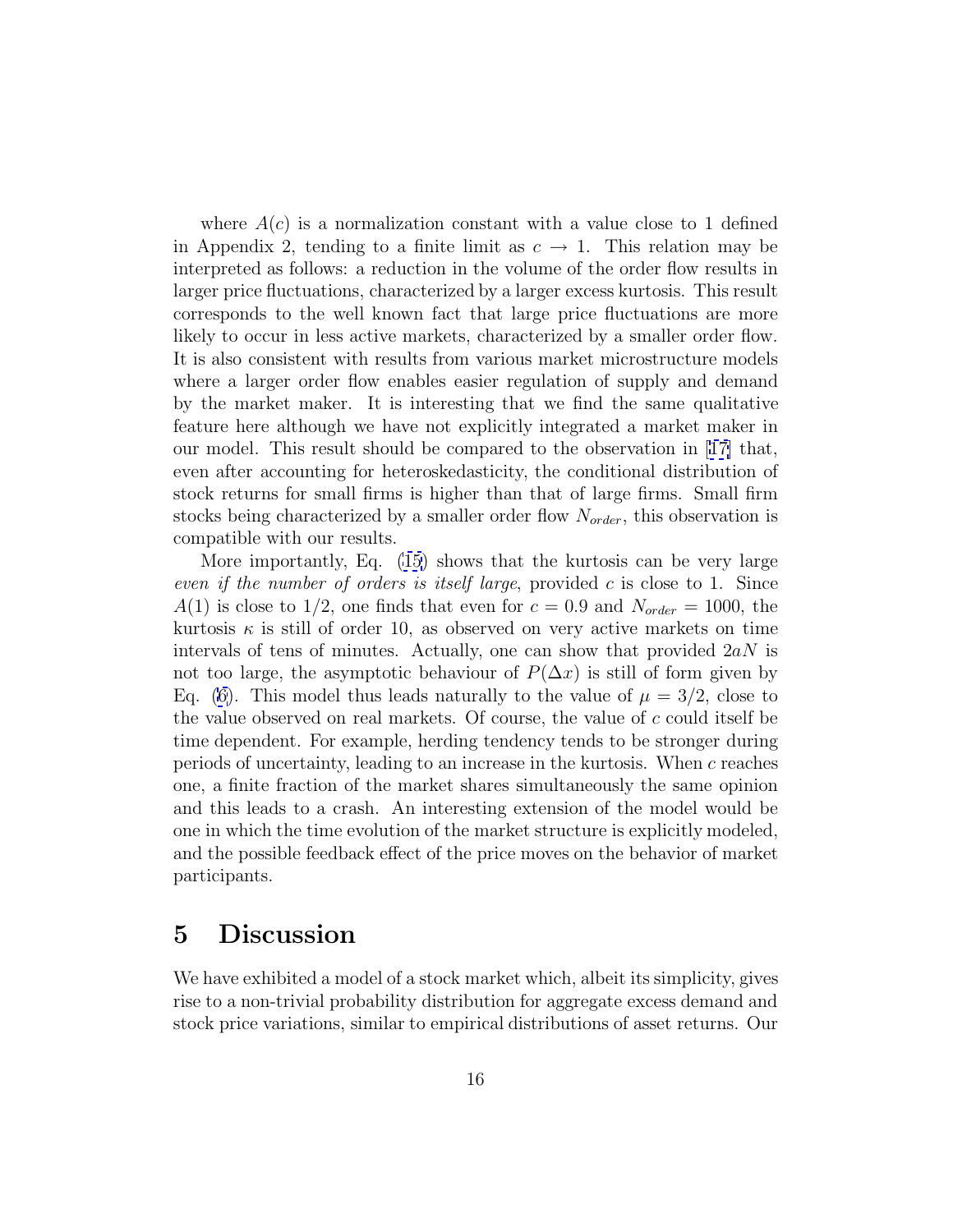where $A(c)$ is a normalization constant with a value close to 1 defined in Appendix 2, tending to a finite limit as $c \to 1$. This relation may be interpreted as follows: a reduction in the volume of the order flow results in larger price fluctuations, characterized by a larger excess kurtosis. This result corresponds to the well known fact that large price fluctuations are more likely to occur in less active markets, characterized by a smaller order flow. It is also consistent with results from various market microstructure models where a larger order flow enables easier regulation of supply and demand by the market maker. It is interesting that we find the same qualitative feature here although we have not explicitly integrated a market maker in our model. This result should be compared to the observation in [17] that, even after accounting for heteroskedasticity, the conditional distribution of stock returns for small firms is higher than that of large firms. Small firm stocks being characterized by a smaller order flow $N_{order}$, this observation is compatible with our results.

More importantly, Eq. (15) shows that the kurtosis can be very large *even if the number of orders is itself large*, provided $c$ is close to 1. Since $A(1)$ is close to $1/2$, one finds that even for $c = 0.9$ and $N_{order} = 1000$, the kurtosis $\kappa$ is still of order 10, as observed on very active markets on time intervals of tens of minutes. Actually, one can show that provided $2aN$ is not too large, the asymptotic behaviour of $P(\Delta x)$ is still of form given by Eq. (6). This model thus leads naturally to the value of $\mu = 3/2$, close to the value observed on real markets. Of course, the value of $c$ could itself be time dependent. For example, herding tendency tends to be stronger during periods of uncertainty, leading to an increase in the kurtosis. When $c$ reaches one, a finite fraction of the market shares simultaneously the same opinion and this leads to a crash. An interesting extension of the model would be one in which the time evolution of the market structure is explicitly modeled, and the possible feedback effect of the price moves on the behavior of market participants.

## 5 Discussion

We have exhibited a model of a stock market which, albeit its simplicity, gives rise to a non-trivial probability distribution for aggregate excess demand and stock price variations, similar to empirical distributions of asset returns. Our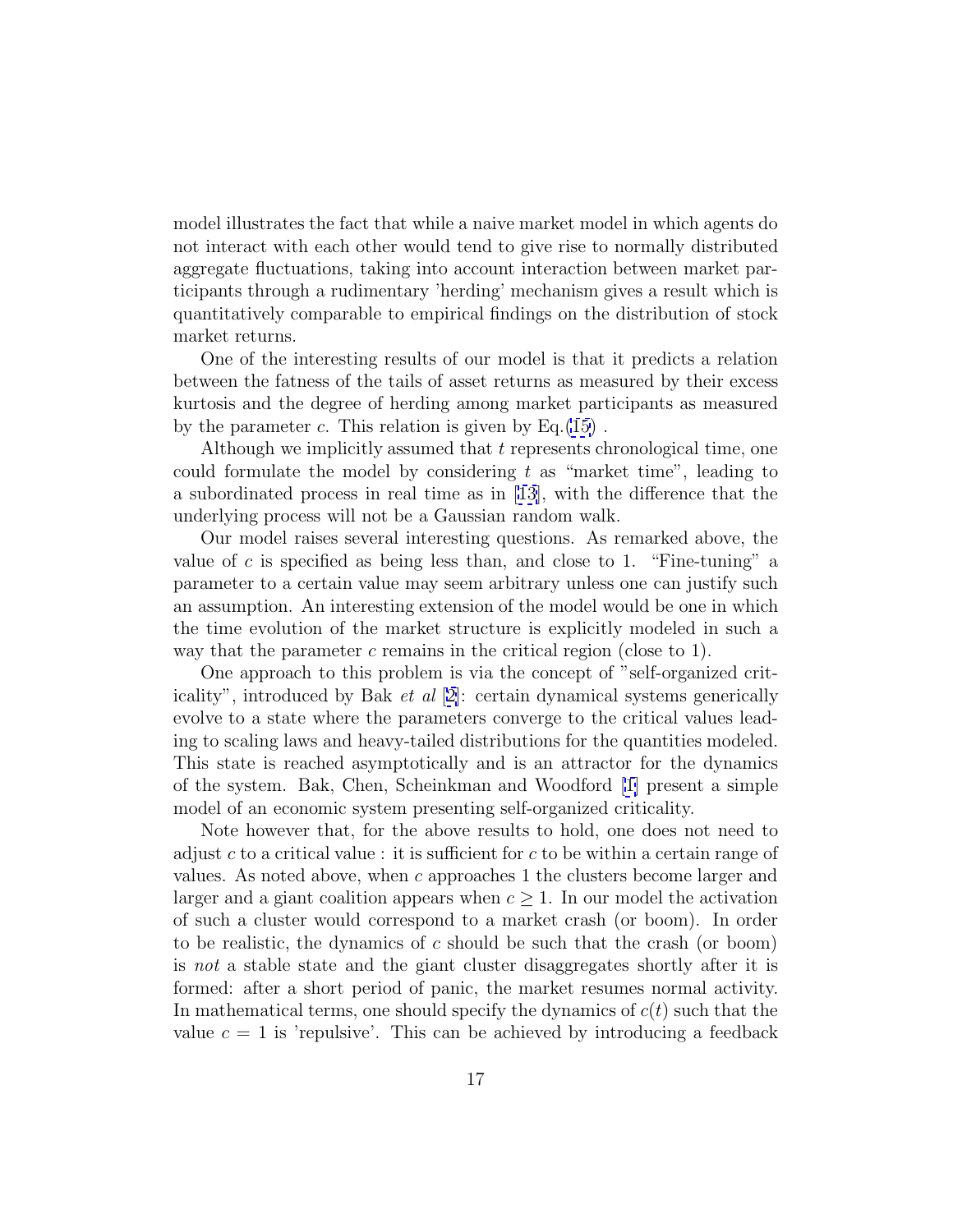model illustrates the fact that while a naive market model in which agents do not interact with each other would tend to give rise to normally distributed aggregate fluctuations, taking into account interaction between market participants through a rudimentary 'herding' mechanism gives a result which is quantitatively comparable to empirical findings on the distribution of stock market returns.

One of the interesting results of our model is that it predicts a relation between the fatness of the tails of asset returns as measured by their excess kurtosis and the degree of herding among market participants as measured by the parameter $c$. This relation is given by Eq.(15) .

Although we implicitly assumed that $t$ represents chronological time, one could formulate the model by considering $t$ as "market time", leading to a subordinated process in real time as in [13], with the difference that the underlying process will not be a Gaussian random walk.

Our model raises several interesting questions. As remarked above, the value of $c$ is specified as being less than, and close to 1. "Fine-tuning" a parameter to a certain value may seem arbitrary unless one can justify such an assumption. An interesting extension of the model would be one in which the time evolution of the market structure is explicitly modeled in such a way that the parameter $c$ remains in the critical region (close to 1).

One approach to this problem is via the concept of "self-organized criticality", introduced by Bak *et al* [2]: certain dynamical systems generically evolve to a state where the parameters converge to the critical values leading to scaling laws and heavy-tailed distributions for the quantities modeled. This state is reached asymptotically and is an attractor for the dynamics of the system. Bak, Chen, Scheinkman and Woodford [1] present a simple model of an economic system presenting self-organized criticality.

Note however that, for the above results to hold, one does not need to adjust $c$ to a critical value : it is sufficient for $c$ to be within a certain range of values. As noted above, when $c$ approaches 1 the clusters become larger and larger and a giant coalition appears when $c \geq 1$. In our model the activation of such a cluster would correspond to a market crash (or boom). In order to be realistic, the dynamics of $c$ should be such that the crash (or boom) is *not* a stable state and the giant cluster disaggregates shortly after it is formed: after a short period of panic, the market resumes normal activity. In mathematical terms, one should specify the dynamics of $c(t)$ such that the value $c = 1$ is 'repulsive'. This can be achieved by introducing a feedback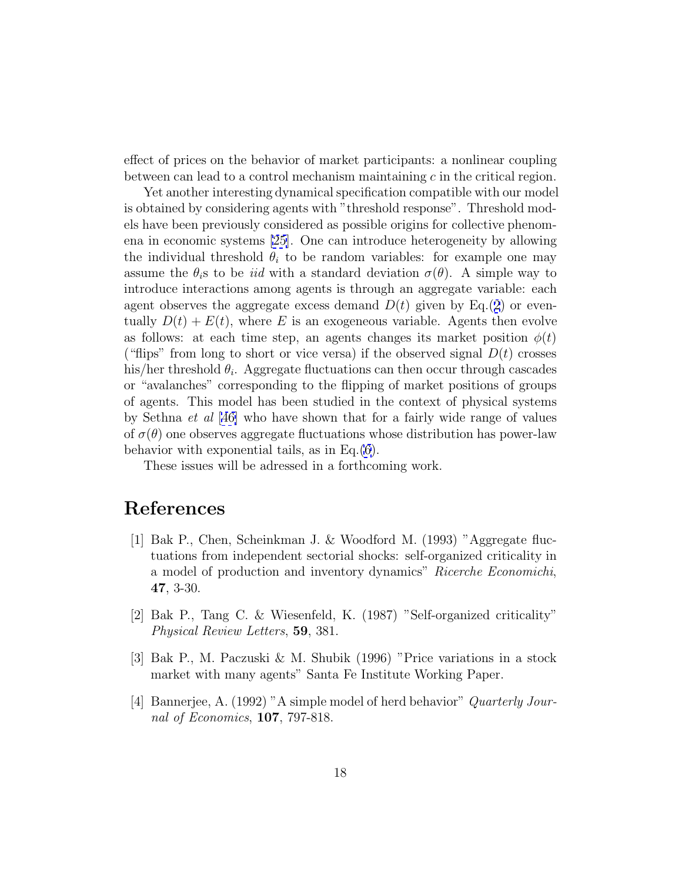effect of prices on the behavior of market participants: a nonlinear coupling between can lead to a control mechanism maintaining $c$ in the critical region.

Yet another interesting dynamical specification compatible with our model is obtained by considering agents with "threshold response". Threshold models have been previously considered as possible origins for collective phenomena in economic systems [25]. One can introduce heterogeneity by allowing the individual threshold $\theta_i$ to be random variables: for example one may assume the $\theta_i$s to be *iid* with a standard deviation $\sigma(\theta)$. A simple way to introduce interactions among agents is through an aggregate variable: each agent observes the aggregate excess demand $D(t)$ given by Eq.(2) or eventually $D(t) + E(t)$, where $E$ is an exogeneous variable. Agents then evolve as follows: at each time step, an agents changes its market position $\phi(t)$ ("flips" from long to short or vice versa) if the observed signal $D(t)$ crosses his/her threshold $\theta_i$. Aggregate fluctuations can then occur through cascades or "avalanches" corresponding to the flipping of market positions of groups of agents. This model has been studied in the context of physical systems by Sethna *et al* [46] who have shown that for a fairly wide range of values of $\sigma(\theta)$ one observes aggregate fluctuations whose distribution has power-law behavior with exponential tails, as in Eq.(6).

These issues will be adressed in a forthcoming work.

# References

[1] Bak P., Chen, Scheinkman J. & Woodford M. (1993) "Aggregate fluctuations from independent sectorial shocks: self-organized criticality in a model of production and inventory dynamics" *Ricerche Economichi*, **47**, 3-30.

[2] Bak P., Tang C. & Wiesenfeld, K. (1987) "Self-organized criticality" *Physical Review Letters*, **59**, 381.

[3] Bak P., M. Paczuski & M. Shubik (1996) "Price variations in a stock market with many agents" Santa Fe Institute Working Paper.

[4] Bannerjee, A. (1992) "A simple model of herd behavior" *Quarterly Journal of Economics*, **107**, 797-818.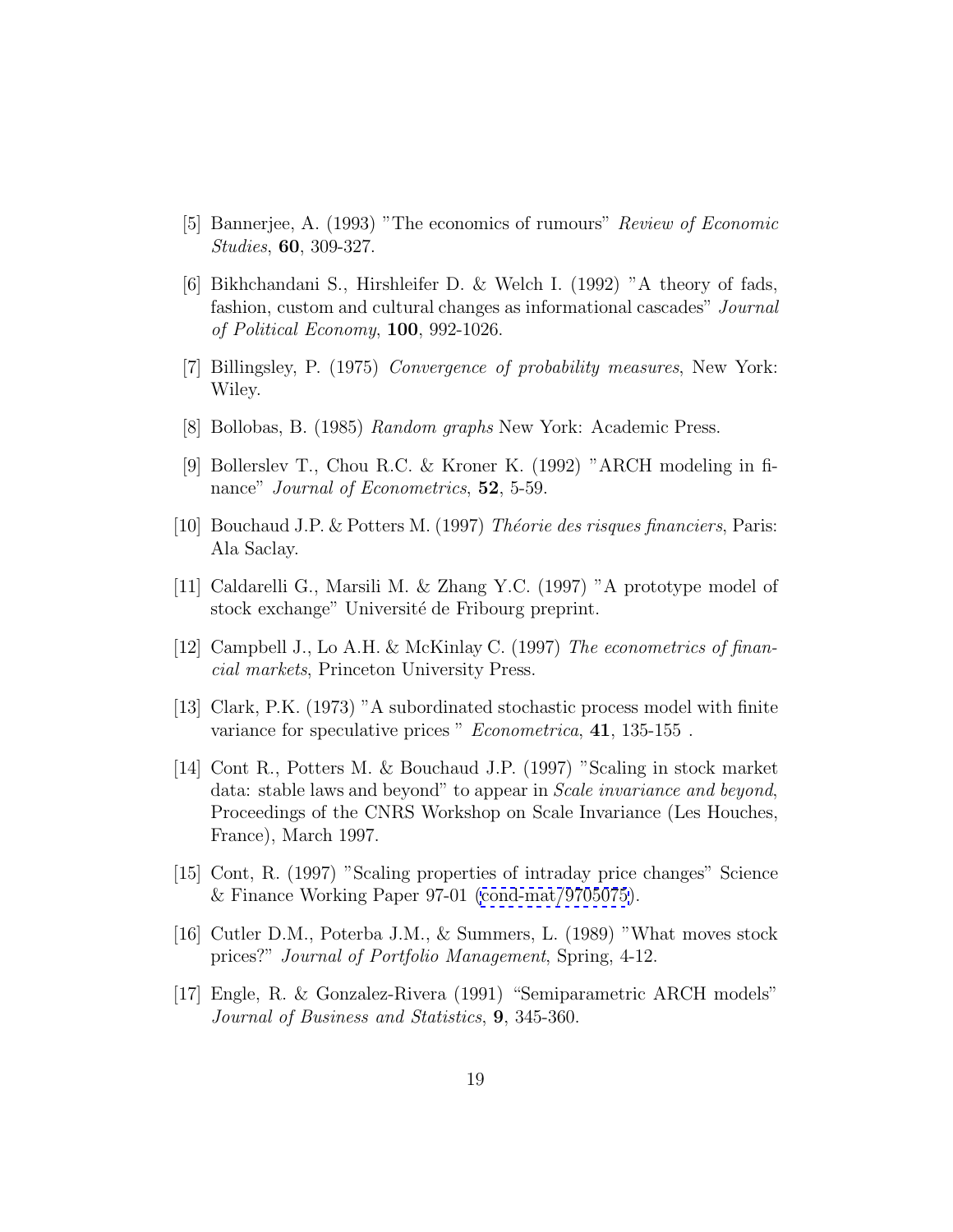[5] Bannerjee, A. (1993) "The economics of rumours" *Review of Economic Studies*, **60**, 309-327.

[6] Bikhchandani S., Hirshleifer D. & Welch I. (1992) "A theory of fads, fashion, custom and cultural changes as informational cascades" *Journal of Political Economy*, **100**, 992-1026.

[7] Billingsley, P. (1975) *Convergence of probability measures*, New York: Wiley.

[8] Bollobas, B. (1985) *Random graphs* New York: Academic Press.

[9] Bollerslev T., Chou R.C. & Kroner K. (1992) "ARCH modeling in finance" *Journal of Econometrics*, **52**, 5-59.

[10] Bouchaud J.P. & Potters M. (1997) *Théorie des risques financiers*, Paris: Ala Saclay.

[11] Caldarelli G., Marsili M. & Zhang Y.C. (1997) "A prototype model of stock exchange" Université de Fribourg preprint.

[12] Campbell J., Lo A.H. & McKinlay C. (1997) *The econometrics of financial markets*, Princeton University Press.

[13] Clark, P.K. (1973) "A subordinated stochastic process model with finite variance for speculative prices " *Econometrica*, **41**, 135-155 .

[14] Cont R., Potters M. & Bouchaud J.P. (1997) "Scaling in stock market data: stable laws and beyond" to appear in *Scale invariance and beyond*, Proceedings of the CNRS Workshop on Scale Invariance (Les Houches, France), March 1997.

[15] Cont, R. (1997) "Scaling properties of intraday price changes" Science & Finance Working Paper 97-01 (cond-mat/9705075).

[16] Cutler D.M., Poterba J.M., & Summers, L. (1989) "What moves stock prices?" *Journal of Portfolio Management*, Spring, 4-12.

[17] Engle, R. & Gonzalez-Rivera (1991) "Semiparametric ARCH models" *Journal of Business and Statistics*, **9**, 345-360.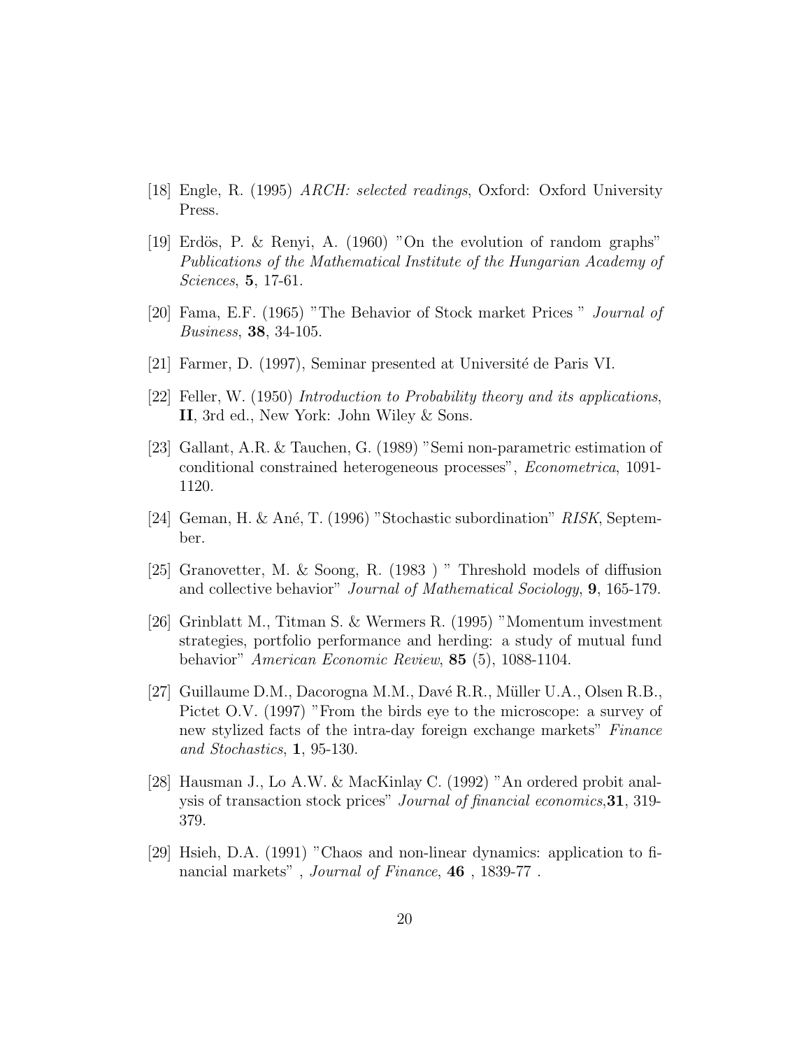[18] Engle, R. (1995) *ARCH: selected readings*, Oxford: Oxford University Press.

[19] Erdös, P. & Renyi, A. (1960) "On the evolution of random graphs" *Publications of the Mathematical Institute of the Hungarian Academy of Sciences*, **5**, 17-61.

[20] Fama, E.F. (1965) "The Behavior of Stock market Prices " *Journal of Business*, **38**, 34-105.

[21] Farmer, D. (1997), Seminar presented at Université de Paris VI.

[22] Feller, W. (1950) *Introduction to Probability theory and its applications*, **II**, 3rd ed., New York: John Wiley & Sons.

[23] Gallant, A.R. & Tauchen, G. (1989) "Semi non-parametric estimation of conditional constrained heterogeneous processes", *Econometrica*, 1091-1120.

[24] Geman, H. & Ané, T. (1996) "Stochastic subordination" *RISK*, September.

[25] Granovetter, M. & Soong, R. (1983 ) " Threshold models of diffusion and collective behavior" *Journal of Mathematical Sociology*, **9**, 165-179.

[26] Grinblatt M., Titman S. & Wermers R. (1995) "Momentum investment strategies, portfolio performance and herding: a study of mutual fund behavior" *American Economic Review*, **85** (5), 1088-1104.

[27] Guillaume D.M., Dacorogna M.M., Davé R.R., Müller U.A., Olsen R.B., Pictet O.V. (1997) "From the birds eye to the microscope: a survey of new stylized facts of the intra-day foreign exchange markets" *Finance and Stochastics*, **1**, 95-130.

[28] Hausman J., Lo A.W. & MacKinlay C. (1992) "An ordered probit analysis of transaction stock prices" *Journal of financial economics*,**31**, 319-379.

[29] Hsieh, D.A. (1991) "Chaos and non-linear dynamics: application to financial markets" , *Journal of Finance*, **46** , 1839-77 .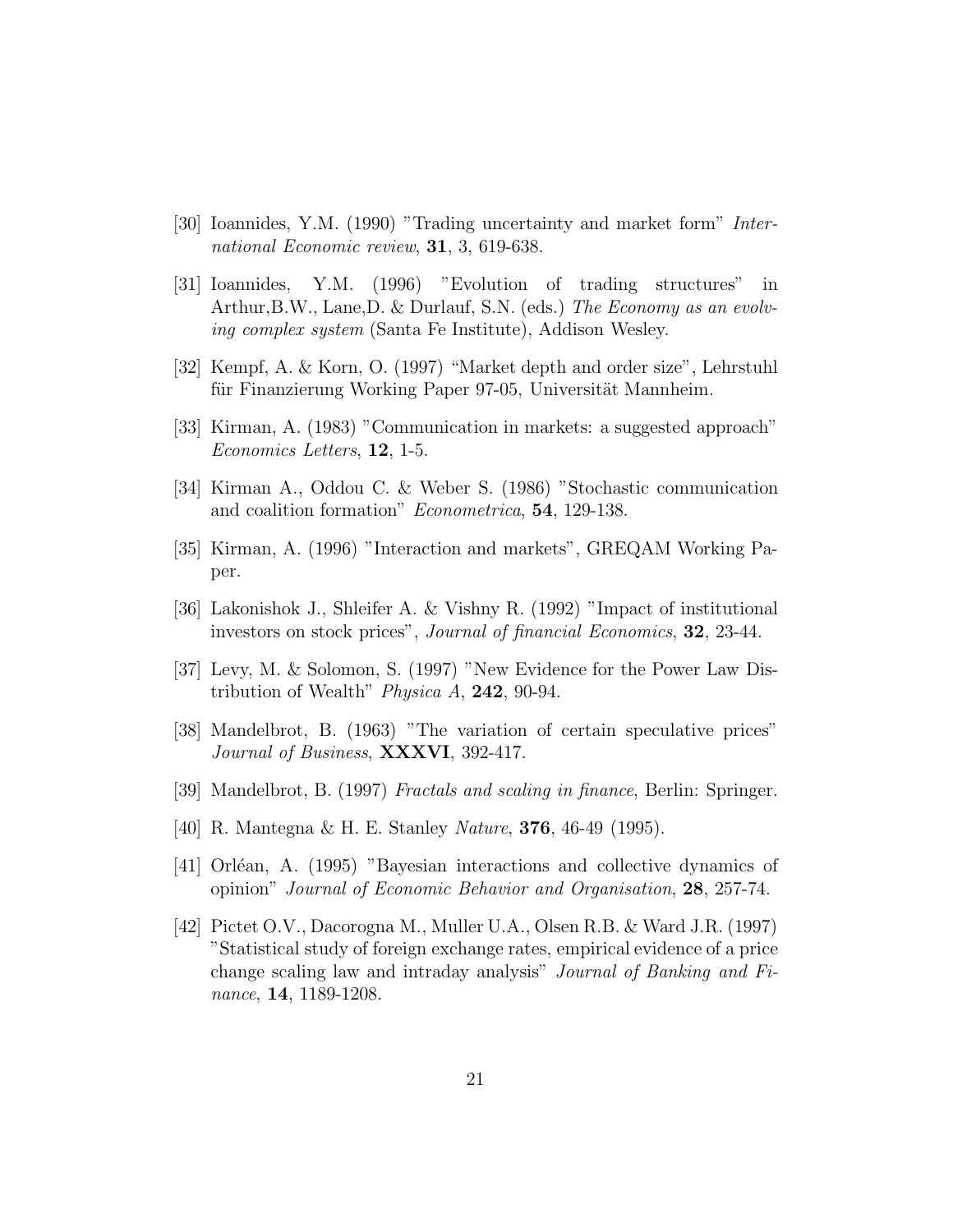[30] Ioannides, Y.M. (1990) "Trading uncertainty and market form" *International Economic review*, **31**, 3, 619-638.

[31] Ioannides, Y.M. (1996) "Evolution of trading structures" in Arthur,B.W., Lane,D. & Durlauf, S.N. (eds.) *The Economy as an evolving complex system* (Santa Fe Institute), Addison Wesley.

[32] Kempf, A. & Korn, O. (1997) "Market depth and order size", Lehrstuhl für Finanzierung Working Paper 97-05, Universität Mannheim.

[33] Kirman, A. (1983) "Communication in markets: a suggested approach" *Economics Letters*, **12**, 1-5.

[34] Kirman A., Oddou C. & Weber S. (1986) "Stochastic communication and coalition formation" *Econometrica*, **54**, 129-138.

[35] Kirman, A. (1996) "Interaction and markets", GREQAM Working Paper.

[36] Lakonishok J., Shleifer A. & Vishny R. (1992) "Impact of institutional investors on stock prices", *Journal of financial Economics*, **32**, 23-44.

[37] Levy, M. & Solomon, S. (1997) "New Evidence for the Power Law Distribution of Wealth" *Physica A*, **242**, 90-94.

[38] Mandelbrot, B. (1963) "The variation of certain speculative prices" *Journal of Business*, **XXXVI**, 392-417.

[39] Mandelbrot, B. (1997) *Fractals and scaling in finance*, Berlin: Springer.

[40] R. Mantegna & H. E. Stanley *Nature*, **376**, 46-49 (1995).

[41] Orléan, A. (1995) "Bayesian interactions and collective dynamics of opinion" *Journal of Economic Behavior and Organisation*, **28**, 257-74.

[42] Pictet O.V., Dacorogna M., Muller U.A., Olsen R.B. & Ward J.R. (1997) "Statistical study of foreign exchange rates, empirical evidence of a price change scaling law and intraday analysis" *Journal of Banking and Finance*, **14**, 1189-1208.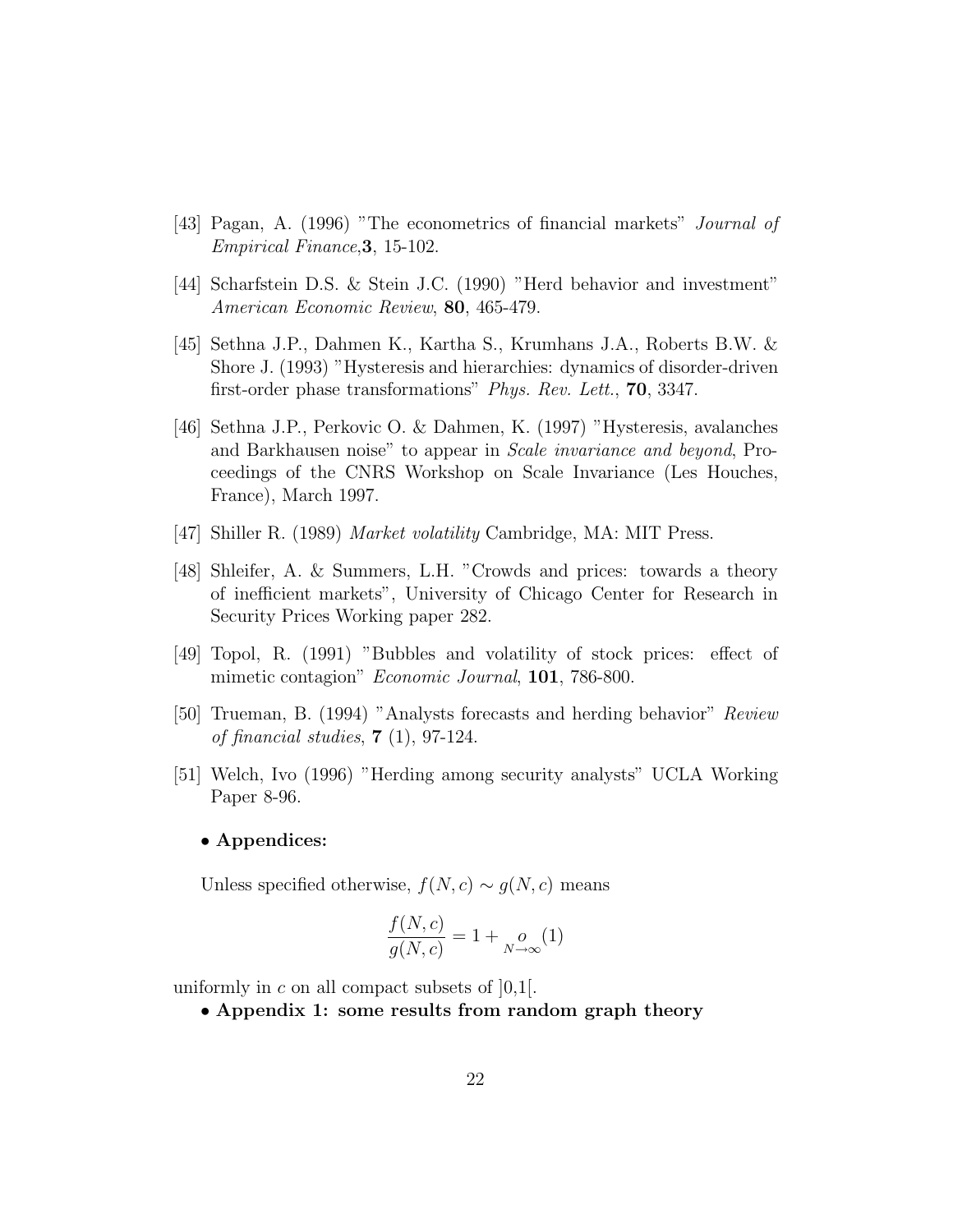[43] Pagan, A. (1996) "The econometrics of financial markets" *Journal of Empirical Finance*,**3**, 15-102.

[44] Scharfstein D.S. & Stein J.C. (1990) "Herd behavior and investment" *American Economic Review*, **80**, 465-479.

[45] Sethna J.P., Dahmen K., Kartha S., Krumhans J.A., Roberts B.W. & Shore J. (1993) "Hysteresis and hierarchies: dynamics of disorder-driven first-order phase transformations" *Phys. Rev. Lett.*, **70**, 3347.

[46] Sethna J.P., Perkovic O. & Dahmen, K. (1997) "Hysteresis, avalanches and Barkhausen noise" to appear in *Scale invariance and beyond*, Proceedings of the CNRS Workshop on Scale Invariance (Les Houches, France), March 1997.

[47] Shiller R. (1989) *Market volatility* Cambridge, MA: MIT Press.

[48] Shleifer, A. & Summers, L.H. "Crowds and prices: towards a theory of inefficient markets", University of Chicago Center for Research in Security Prices Working paper 282.

[49] Topol, R. (1991) "Bubbles and volatility of stock prices: effect of mimetic contagion" *Economic Journal*, **101**, 786-800.

[50] Trueman, B. (1994) "Analysts forecasts and herding behavior" *Review of financial studies*, **7** (1), 97-124.

[51] Welch, Ivo (1996) "Herding among security analysts" UCLA Working Paper 8-96.

- **Appendices:**

Unless specified otherwise, $f(N,c) \sim g(N,c)$ means

$$\frac{f(N,c)}{g(N,c)} = 1 + \underset{N\to\infty}{o}(1)$$

uniformly in $c$ on all compact subsets of ]0,1[.

- **Appendix 1: some results from random graph theory**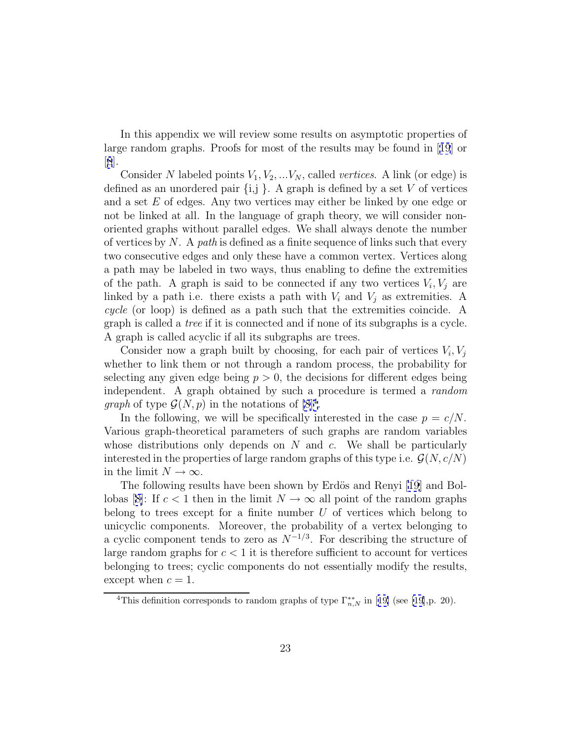In this appendix we will review some results on asymptotic properties of large random graphs. Proofs for most of the results may be found in [19] or [8].

Consider $N$ labeled points $V_1, V_2, ...V_N$, called *vertices*. A link (or edge) is defined as an unordered pair {i,j }. A graph is defined by a set $V$ of vertices and a set $E$ of edges. Any two vertices may either be linked by one edge or not be linked at all. In the language of graph theory, we will consider non-oriented graphs without parallel edges. We shall always denote the number of vertices by $N$. A *path* is defined as a finite sequence of links such that every two consecutive edges and only these have a common vertex. Vertices along a path may be labeled in two ways, thus enabling to define the extremities of the path. A graph is said to be connected if any two vertices $V_i, V_j$ are linked by a path i.e. there exists a path with $V_i$ and $V_j$ as extremities. A *cycle* (or loop) is defined as a path such that the extremities coincide. A graph is called a *tree* if it is connected and if none of its subgraphs is a cycle. A graph is called acyclic if all its subgraphs are trees.

Consider now a graph built by choosing, for each pair of vertices $V_i, V_j$ whether to link them or not through a random process, the probability for selecting any given edge being $p > 0$, the decisions for different edges being independent. A graph obtained by such a procedure is termed a *random graph* of type $\mathcal{G}(N, p)$ in the notations of [8][4].

In the following, we will be specifically interested in the case $p = c/N$. Various graph-theoretical parameters of such graphs are random variables whose distributions only depends on $N$ and $c$. We shall be particularly interested in the properties of large random graphs of this type i.e. $\mathcal{G}(N, c/N)$ in the limit $N \to \infty$.

The following results have been shown by Erdös and Renyi [19] and Bollobas [8]: If $c < 1$ then in the limit $N \to \infty$ all point of the random graphs belong to trees except for a finite number $U$ of vertices which belong to unicyclic components. Moreover, the probability of a vertex belonging to a cyclic component tends to zero as $N^{-1/3}$. For describing the structure of large random graphs for $c < 1$ it is therefore sufficient to account for vertices belonging to trees; cyclic components do not essentially modify the results, except when $c = 1$.

[4] This definition corresponds to random graphs of type $\Gamma^{**}_{n,N}$ in [19] (see [19],p. 20).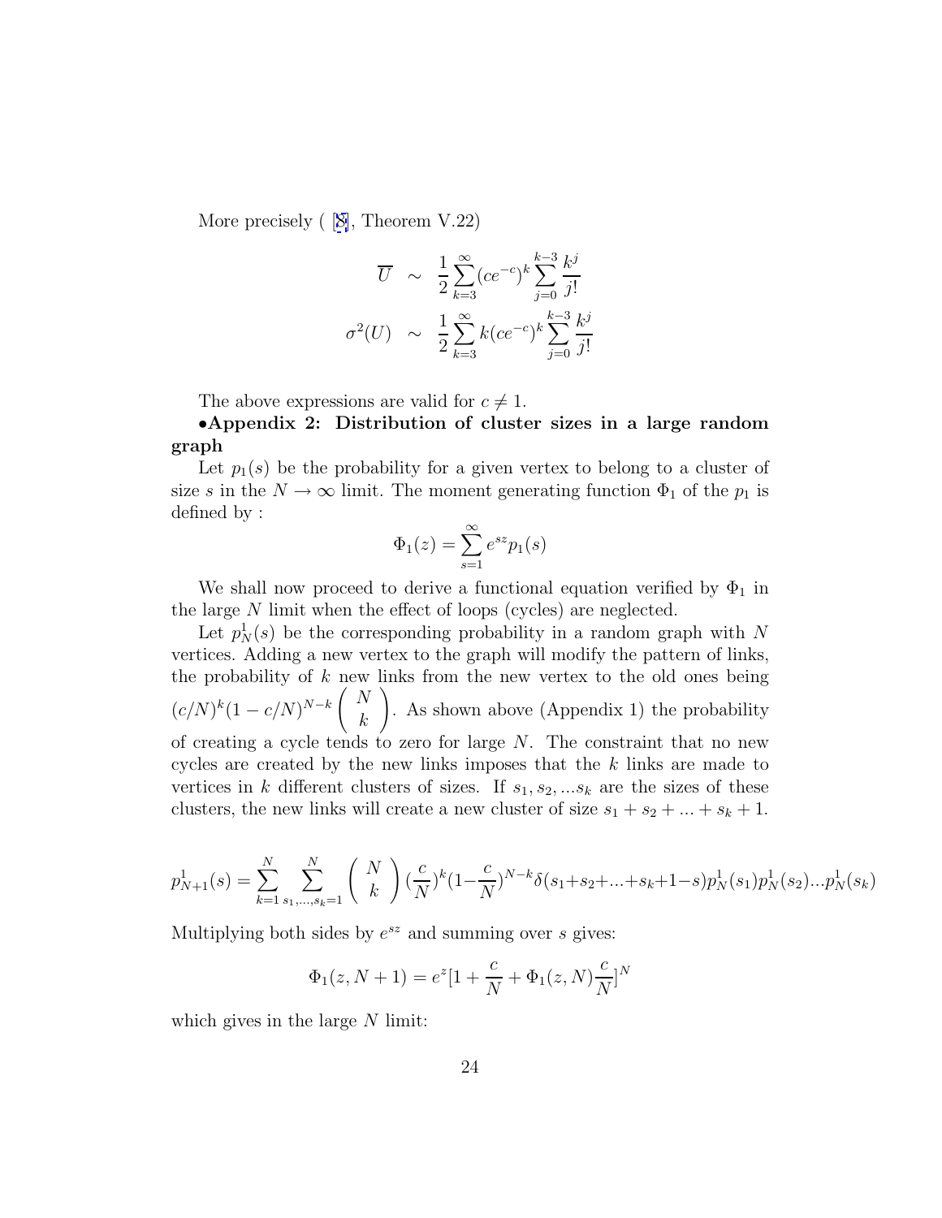More precisely ( [8], Theorem V.22)

$$
\begin{aligned}
\overline{U} &\sim \frac{1}{2}\sum_{k=3}^{\infty}(ce^{-c})^k \sum_{j=0}^{k-3}\frac{k^j}{j!} \\
\sigma^2(U) &\sim \frac{1}{2}\sum_{k=3}^{\infty}k(ce^{-c})^k \sum_{j=0}^{k-3}\frac{k^j}{j!}
\end{aligned}
$$

The above expressions are valid for $c \neq 1$.

**•Appendix 2: Distribution of cluster sizes in a large random graph**

Let $p_1(s)$ be the probability for a given vertex to belong to a cluster of size $s$ in the $N \to \infty$ limit. The moment generating function $\Phi_1$ of the $p_1$ is defined by :

$$
\Phi_1(z) = \sum_{s=1}^{\infty} e^{sz} p_1(s)
$$

We shall now proceed to derive a functional equation verified by $\Phi_1$ in the large $N$ limit when the effect of loops (cycles) are neglected.

Let $p_N^1(s)$ be the corresponding probability in a random graph with $N$ vertices. Adding a new vertex to the graph will modify the pattern of links, the probability of $k$ new links from the new vertex to the old ones being $(c/N)^k(1-c/N)^{N-k}\begin{pmatrix} N \\ k \end{pmatrix}$. As shown above (Appendix 1) the probability of creating a cycle tends to zero for large $N$. The constraint that no new cycles are created by the new links imposes that the $k$ links are made to vertices in $k$ different clusters of sizes. If $s_1, s_2, ...s_k$ are the sizes of these clusters, the new links will create a new cluster of size $s_1 + s_2 + ... + s_k + 1$.

$$
p_{N+1}^1(s) = \sum_{k=1}^{N}\sum_{s_1,...,s_k=1}^{N}\begin{pmatrix} N \\ k \end{pmatrix}(\frac{c}{N})^k(1-\frac{c}{N})^{N-k}\delta(s_1+s_2+...+s_k+1-s)p_N^1(s_1)p_N^1(s_2)...p_N^1(s_k)
$$

Multiplying both sides by $e^{sz}$ and summing over $s$ gives:

$$
\Phi_1(z, N+1) = e^z[1 + \frac{c}{N} + \Phi_1(z, N)\frac{c}{N}]^N
$$

which gives in the large $N$ limit: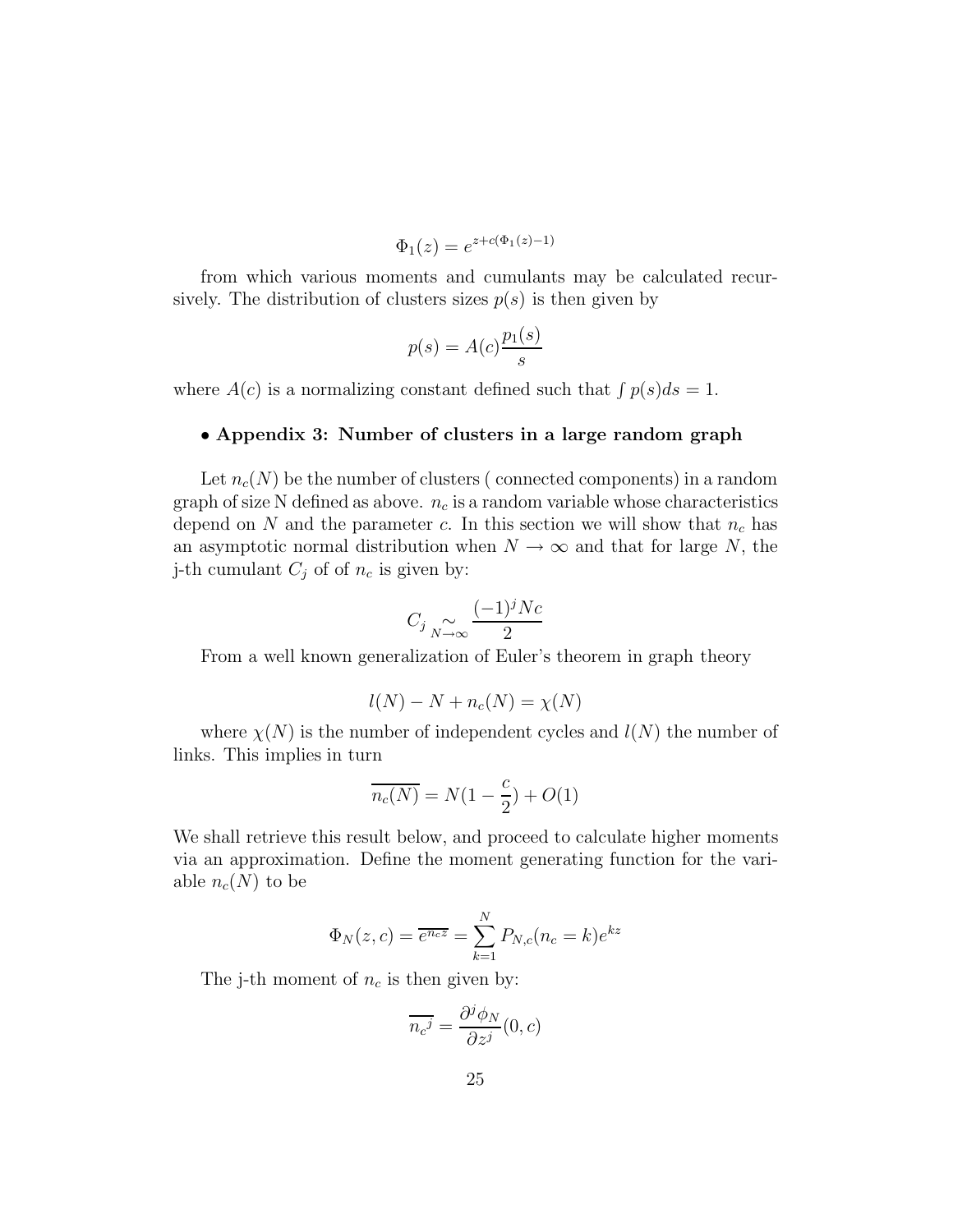$$\Phi_1(z) = e^{z + c(\Phi_1(z) - 1)}$$

from which various moments and cumulants may be calculated recursively. The distribution of clusters sizes $p(s)$ is then given by

$$p(s) = A(c)\frac{p_1(s)}{s}$$

where $A(c)$ is a normalizing constant defined such that $\int p(s)ds = 1$.

### • Appendix 3: Number of clusters in a large random graph

Let $n_c(N)$ be the number of clusters ( connected components) in a random graph of size N defined as above. $n_c$ is a random variable whose characteristics depend on $N$ and the parameter $c$. In this section we will show that $n_c$ has an asymptotic normal distribution when $N \to \infty$ and that for large $N$, the j-th cumulant $C_j$ of of $n_c$ is given by:

$$C_j \underset{N \to \infty}{\sim} \frac{(-1)^j N c}{2}$$

From a well known generalization of Euler's theorem in graph theory

$$l(N) - N + n_c(N) = \chi(N)$$

where $\chi(N)$ is the number of independent cycles and $l(N)$ the number of links. This implies in turn

$$\overline{n_c(N)} = N(1 - \frac{c}{2}) + O(1)$$

We shall retrieve this result below, and proceed to calculate higher moments via an approximation. Define the moment generating function for the variable $n_c(N)$ to be

$$\Phi_N(z, c) = \overline{e^{n_c z}} = \sum_{k=1}^{N} P_{N,c}(n_c = k)e^{kz}$$

The j-th moment of $n_c$ is then given by:

$$\overline{n_c{}^j} = \frac{\partial^j \phi_N}{\partial z^j}(0, c)$$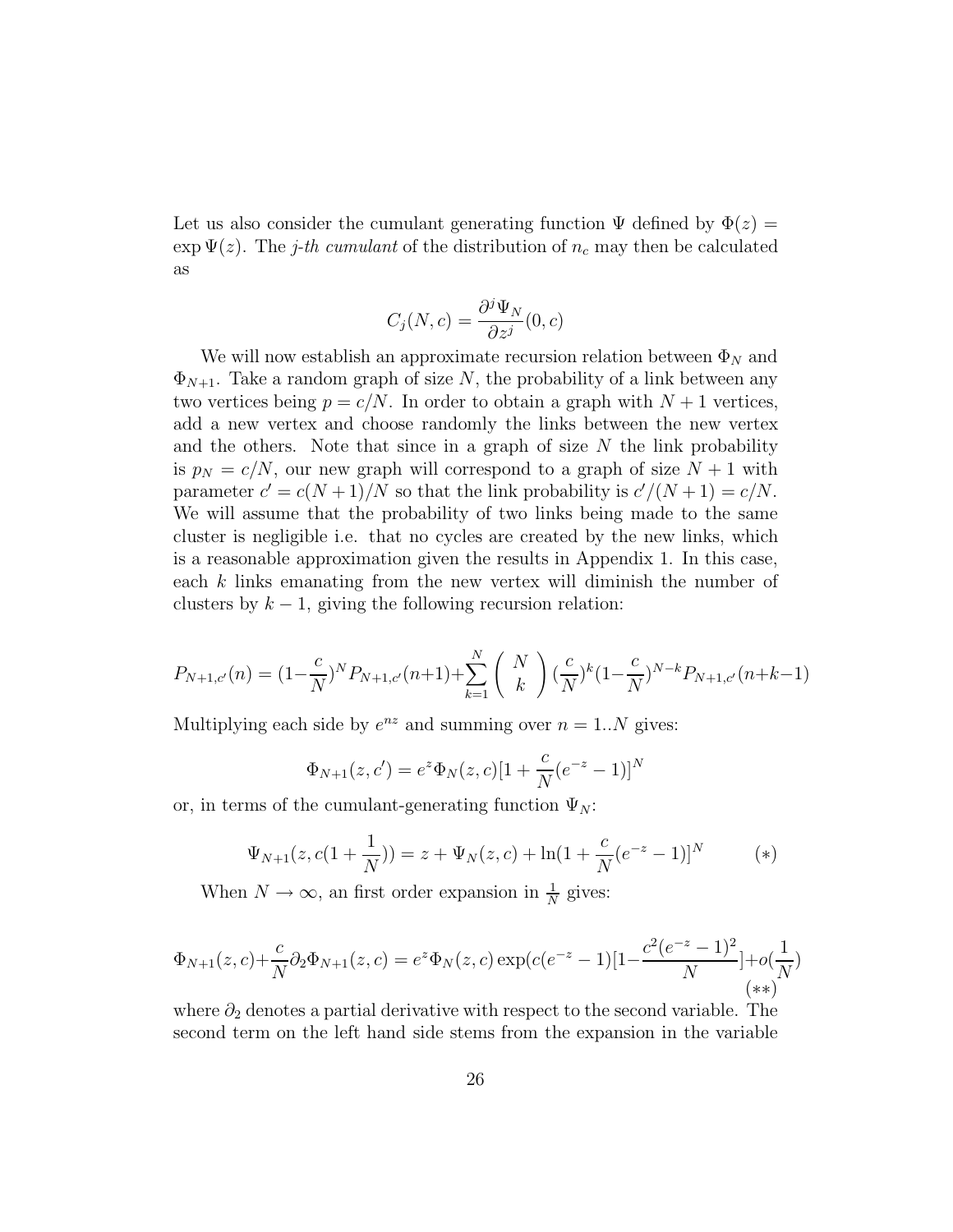Let us also consider the cumulant generating function $\Psi$ defined by $\Phi(z) = \exp \Psi(z)$. The *j-th cumulant* of the distribution of $n_c$ may then be calculated as

$$C_j(N, c) = \frac{\partial^j \Psi_N}{\partial z^j}(0, c)$$

We will now establish an approximate recursion relation between $\Phi_N$ and $\Phi_{N+1}$. Take a random graph of size $N$, the probability of a link between any two vertices being $p = c/N$. In order to obtain a graph with $N+1$ vertices, add a new vertex and choose randomly the links between the new vertex and the others. Note that since in a graph of size $N$ the link probability is $p_N = c/N$, our new graph will correspond to a graph of size $N+1$ with parameter $c' = c(N+1)/N$ so that the link probability is $c'/(N+1) = c/N$. We will assume that the probability of two links being made to the same cluster is negligible i.e. that no cycles are created by the new links, which is a reasonable approximation given the results in Appendix 1. In this case, each $k$ links emanating from the new vertex will diminish the number of clusters by $k-1$, giving the following recursion relation:

$$P_{N+1,c'}(n) = (1-\frac{c}{N})^N P_{N+1,c'}(n+1) + \sum_{k=1}^{N} \left( \begin{array}{c} N \\ k \end{array} \right) (\frac{c}{N})^k (1-\frac{c}{N})^{N-k} P_{N+1,c'}(n+k-1)$$

Multiplying each side by $e^{nz}$ and summing over $n = 1..N$ gives:

$$\Phi_{N+1}(z, c') = e^z \Phi_N(z, c)[1 + \frac{c}{N}(e^{-z} - 1)]^N$$

or, in terms of the cumulant-generating function $\Psi_N$:

$$\Psi_{N+1}(z, c(1+\frac{1}{N})) = z + \Psi_N(z, c) + \ln(1 + \frac{c}{N}(e^{-z} - 1)]^N \qquad (*)$$

When $N \to \infty$, an first order expansion in $\frac{1}{N}$ gives:

$$\Phi_{N+1}(z, c) + \frac{c}{N}\partial_2 \Phi_{N+1}(z, c) = e^z \Phi_N(z, c) \exp(c(e^{-z} - 1)[1 - \frac{c^2(e^{-z} - 1)^2}{N}] + o(\frac{1}{N}) \qquad (**)$$

where $\partial_2$ denotes a partial derivative with respect to the second variable. The second term on the left hand side stems from the expansion in the variable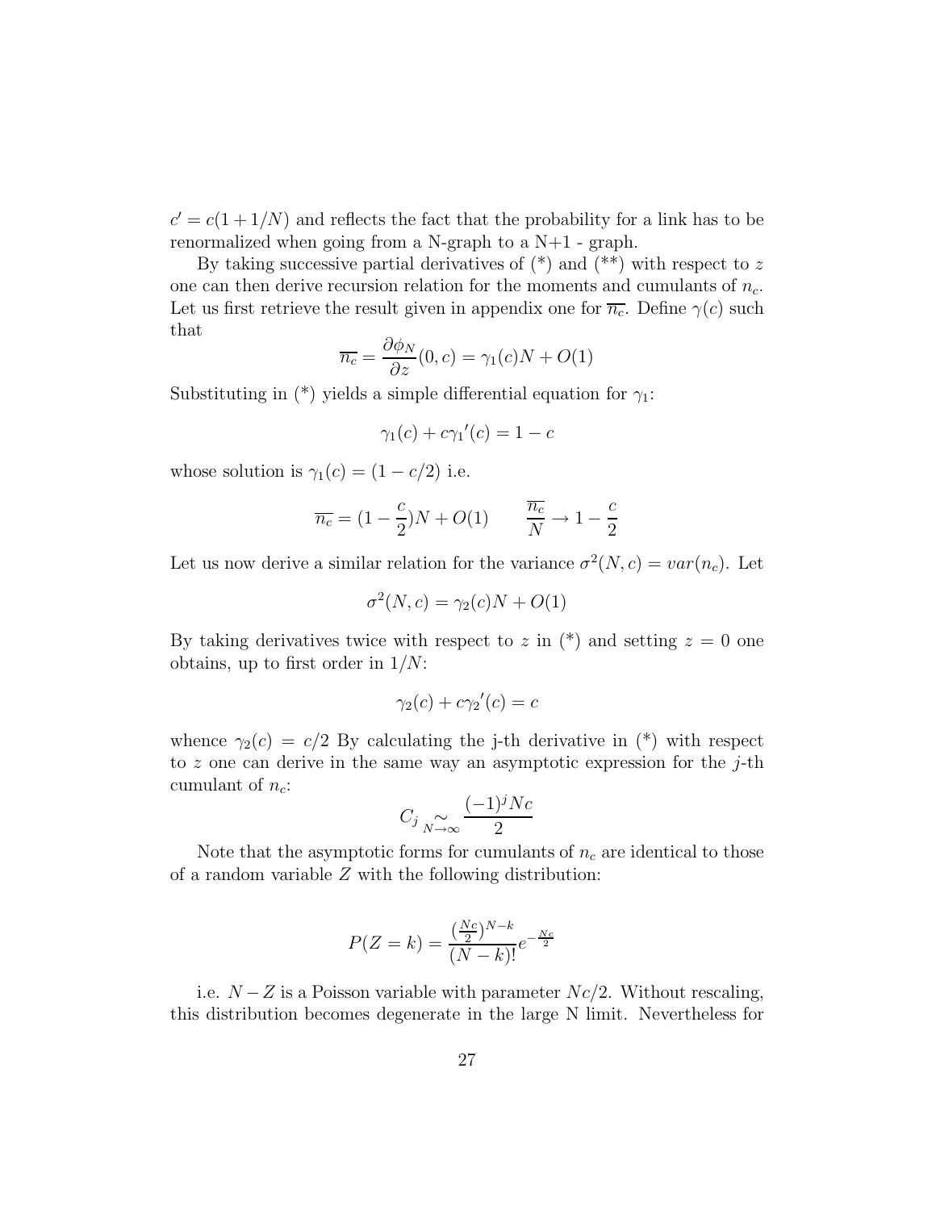$c' = c(1 + 1/N)$ and reflects the fact that the probability for a link has to be renormalized when going from a N-graph to a N+1 - graph.

By taking successive partial derivatives of (*) and (**) with respect to $z$ one can then derive recursion relation for the moments and cumulants of $n_c$. Let us first retrieve the result given in appendix one for $\overline{n_c}$. Define $\gamma(c)$ such that

$$\overline{n_c} = \frac{\partial \phi_N}{\partial z}(0, c) = \gamma_1(c)N + O(1)$$

Substituting in (*) yields a simple differential equation for $\gamma_1$:

$$\gamma_1(c) + c{\gamma_1}'(c) = 1 - c$$

whose solution is $\gamma_1(c) = (1 - c/2)$ i.e.

$$\overline{n_c} = (1 - \frac{c}{2})N + O(1) \qquad \frac{\overline{n_c}}{N} \to 1 - \frac{c}{2}$$

Let us now derive a similar relation for the variance $\sigma^2(N, c) = var(n_c)$. Let

$$\sigma^2(N, c) = \gamma_2(c)N + O(1)$$

By taking derivatives twice with respect to $z$ in (*) and setting $z = 0$ one obtains, up to first order in $1/N$:

$$\gamma_2(c) + c{\gamma_2}'(c) = c$$

whence $\gamma_2(c) = c/2$ By calculating the j-th derivative in (*) with respect to $z$ one can derive in the same way an asymptotic expression for the $j$-th cumulant of $n_c$:

$$C_j \underset{N\to\infty}{\sim} \frac{(-1)^j Nc}{2}$$

Note that the asymptotic forms for cumulants of $n_c$ are identical to those of a random variable $Z$ with the following distribution:

$$P(Z = k) = \frac{(\frac{Nc}{2})^{N-k}}{(N-k)!} e^{-\frac{Nc}{2}}$$

i.e. $N - Z$ is a Poisson variable with parameter $Nc/2$. Without rescaling, this distribution becomes degenerate in the large N limit. Nevertheless for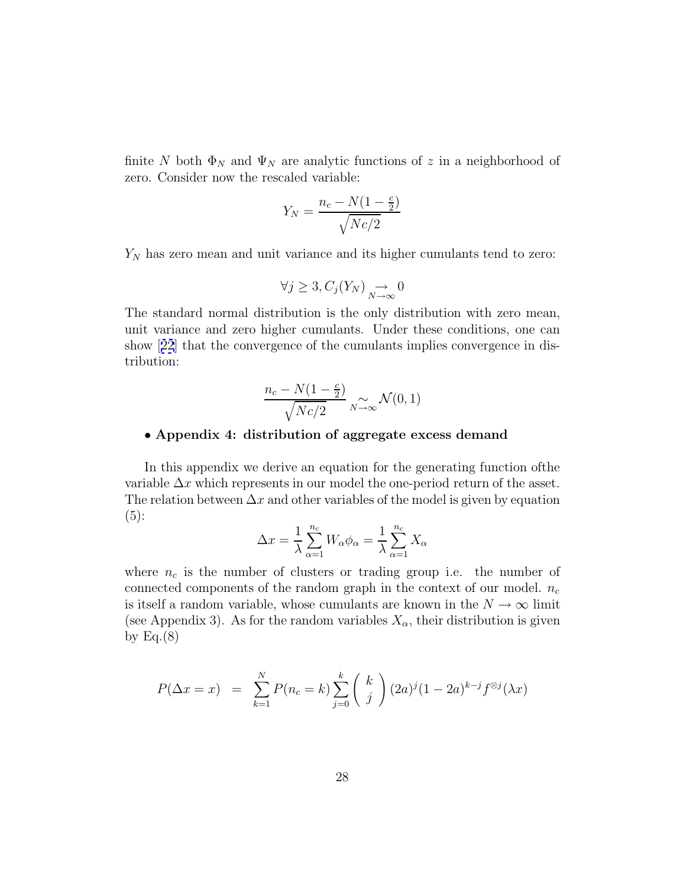finite $N$ both $\Phi_N$ and $\Psi_N$ are analytic functions of $z$ in a neighborhood of zero. Consider now the rescaled variable:

$$Y_N = \frac{n_c - N(1 - \frac{c}{2})}{\sqrt{Nc/2}}$$

$Y_N$ has zero mean and unit variance and its higher cumulants tend to zero:

$$\forall j \geq 3, C_j(Y_N) \underset{N \to \infty}{\to} 0$$

The standard normal distribution is the only distribution with zero mean, unit variance and zero higher cumulants. Under these conditions, one can show [22] that the convergence of the cumulants implies convergence in distribution:

$$\frac{n_c - N(1 - \frac{c}{2})}{\sqrt{Nc/2}} \underset{N \to \infty}{\sim} \mathcal{N}(0, 1)$$

- **Appendix 4: distribution of aggregate excess demand**

In this appendix we derive an equation for the generating function ofthe variable $\Delta x$ which represents in our model the one-period return of the asset. The relation between $\Delta x$ and other variables of the model is given by equation (5):

$$\Delta x = \frac{1}{\lambda} \sum_{\alpha=1}^{n_c} W_\alpha \phi_\alpha = \frac{1}{\lambda} \sum_{\alpha=1}^{n_c} X_\alpha$$

where $n_c$ is the number of clusters or trading group i.e. the number of connected components of the random graph in the context of our model. $n_c$ is itself a random variable, whose cumulants are known in the $N \to \infty$ limit (see Appendix 3). As for the random variables $X_\alpha$, their distribution is given by Eq.(8)

$$P(\Delta x = x) \;\; = \;\; \sum_{k=1}^{N} P(n_c = k) \sum_{j=0}^{k} \binom{k}{j} (2a)^j (1 - 2a)^{k-j} f^{\otimes j}(\lambda x)$$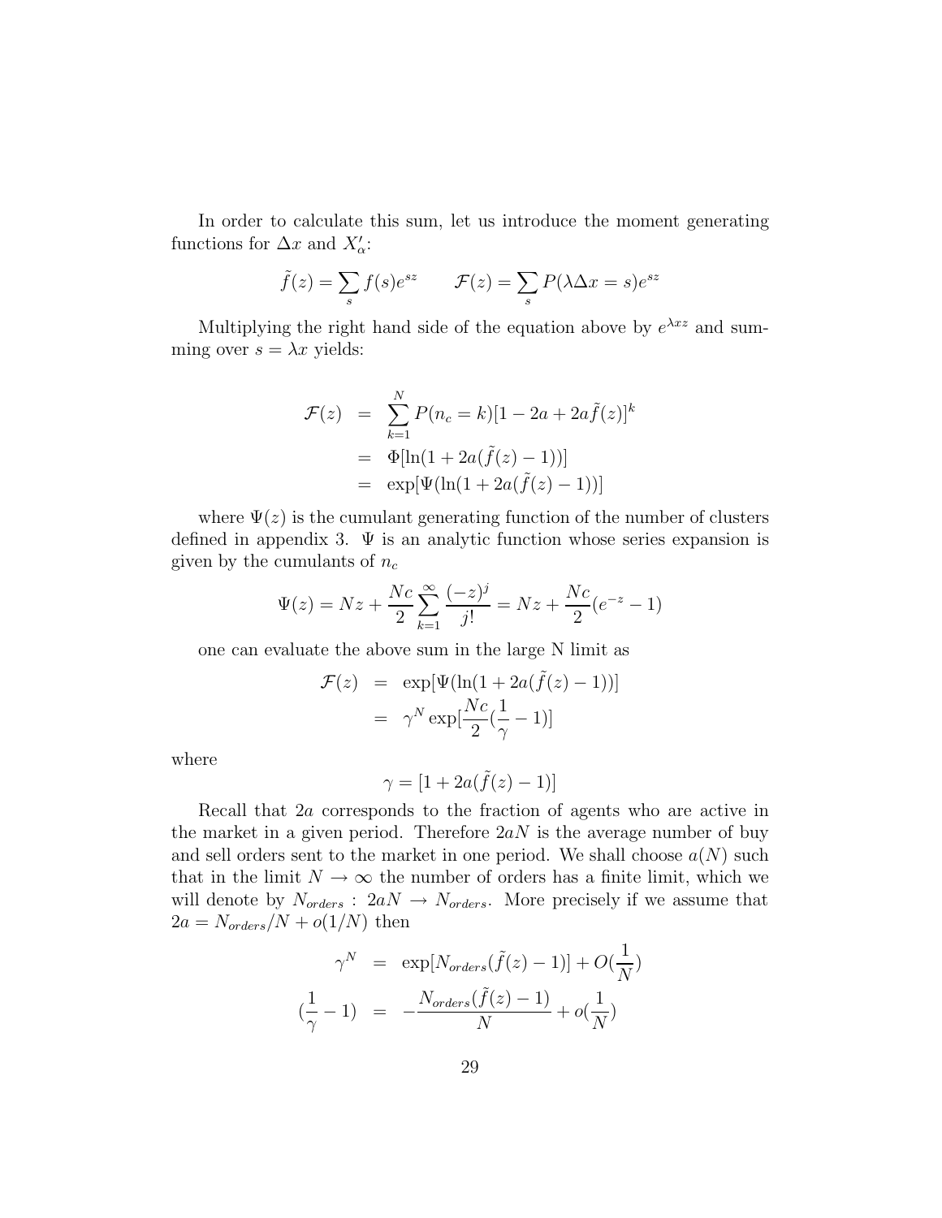In order to calculate this sum, let us introduce the moment generating functions for $\Delta x$ and $X'_\alpha$:

$$\tilde{f}(z) = \sum_s f(s)e^{sz} \qquad \mathcal{F}(z) = \sum_s P(\lambda\Delta x = s)e^{sz}$$

Multiplying the right hand side of the equation above by $e^{\lambda xz}$ and summing over $s = \lambda x$ yields:

$$\begin{aligned}
\mathcal{F}(z) &= \sum_{k=1}^{N} P(n_c = k)[1 - 2a + 2a\tilde{f}(z)]^k \\
&= \Phi[\ln(1 + 2a(\tilde{f}(z) - 1))] \\
&= \exp[\Psi(\ln(1 + 2a(\tilde{f}(z) - 1))]
\end{aligned}$$

where $\Psi(z)$ is the cumulant generating function of the number of clusters defined in appendix 3. $\Psi$ is an analytic function whose series expansion is given by the cumulants of $n_c$

$$\Psi(z) = Nz + \frac{Nc}{2}\sum_{k=1}^{\infty}\frac{(-z)^j}{j!} = Nz + \frac{Nc}{2}(e^{-z} - 1)$$

one can evaluate the above sum in the large N limit as

$$\begin{aligned}
\mathcal{F}(z) &= \exp[\Psi(\ln(1 + 2a(\tilde{f}(z) - 1))] \\
&= \gamma^N \exp[\frac{Nc}{2}(\frac{1}{\gamma} - 1)]
\end{aligned}$$

where

$$\gamma = [1 + 2a(\tilde{f}(z) - 1)]$$

Recall that $2a$ corresponds to the fraction of agents who are active in the market in a given period. Therefore $2aN$ is the average number of buy and sell orders sent to the market in one period. We shall choose $a(N)$ such that in the limit $N \to \infty$ the number of orders has a finite limit, which we will denote by $N_{orders}$ : $2aN \to N_{orders}$. More precisely if we assume that $2a = N_{orders}/N + o(1/N)$ then

$$\begin{aligned}
\gamma^N &= \exp[N_{orders}(\tilde{f}(z) - 1)] + O(\frac{1}{N}) \\
(\frac{1}{\gamma} - 1) &= -\frac{N_{orders}(\tilde{f}(z) - 1)}{N} + o(\frac{1}{N})
\end{aligned}$$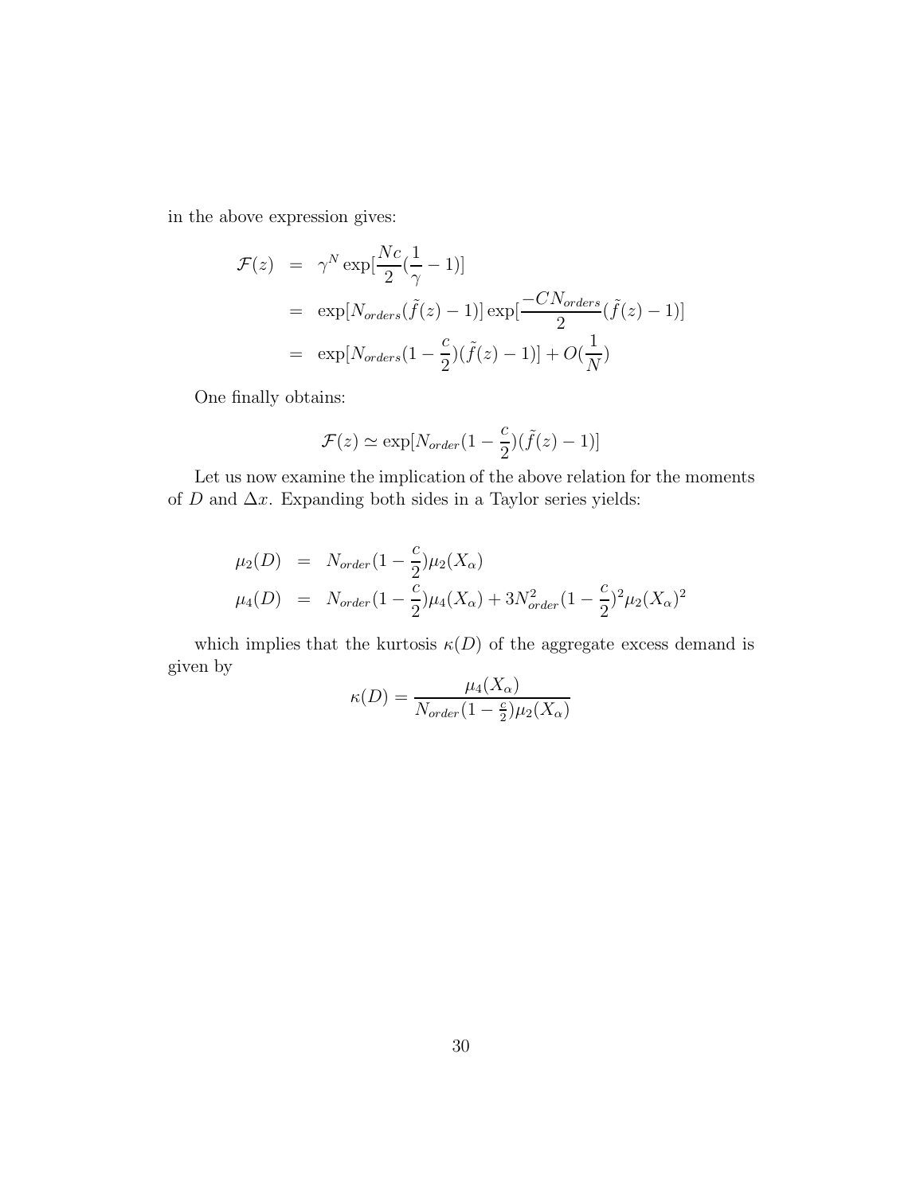in the above expression gives:

$$
\begin{aligned}
\mathcal{F}(z) &= \gamma^N \exp[\frac{Nc}{2}(\frac{1}{\gamma}-1)] \\
&= \exp[N_{orders}(\tilde{f}(z)-1)] \exp[\frac{-CN_{orders}}{2}(\tilde{f}(z)-1)] \\
&= \exp[N_{orders}(1-\frac{c}{2})(\tilde{f}(z)-1)] + O(\frac{1}{N})
\end{aligned}
$$

One finally obtains:

$$
\mathcal{F}(z) \simeq \exp[N_{order}(1-\frac{c}{2})(\tilde{f}(z)-1)]
$$

Let us now examine the implication of the above relation for the moments of $D$ and $\Delta x$. Expanding both sides in a Taylor series yields:

$$
\begin{aligned}
\mu_2(D) &= N_{order}(1-\frac{c}{2})\mu_2(X_\alpha) \\
\mu_4(D) &= N_{order}(1-\frac{c}{2})\mu_4(X_\alpha) + 3N_{order}^2(1-\frac{c}{2})^2\mu_2(X_\alpha)^2
\end{aligned}
$$

which implies that the kurtosis $\kappa(D)$ of the aggregate excess demand is given by

$$
\kappa(D) = \frac{\mu_4(X_\alpha)}{N_{order}(1-\frac{c}{2})\mu_2(X_\alpha)}
$$